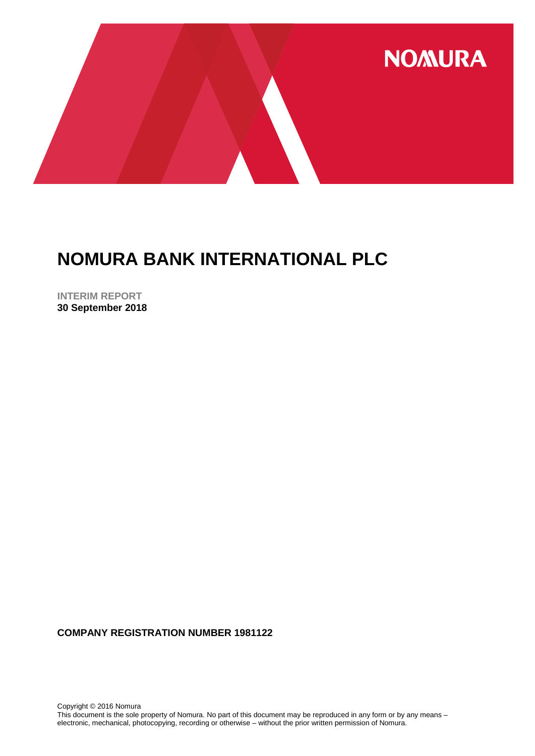NOMURA

# NOMURA BANK INTERNATIONAL PLC

**INTERIM REPORT**
**30 September 2018**

**COMPANY REGISTRATION NUMBER 1981122**

Copyright © 2016 Nomura
This document is the sole property of Nomura. No part of this document may be reproduced in any form or by any means – electronic, mechanical, photocopying, recording or otherwise – without the prior written permission of Nomura.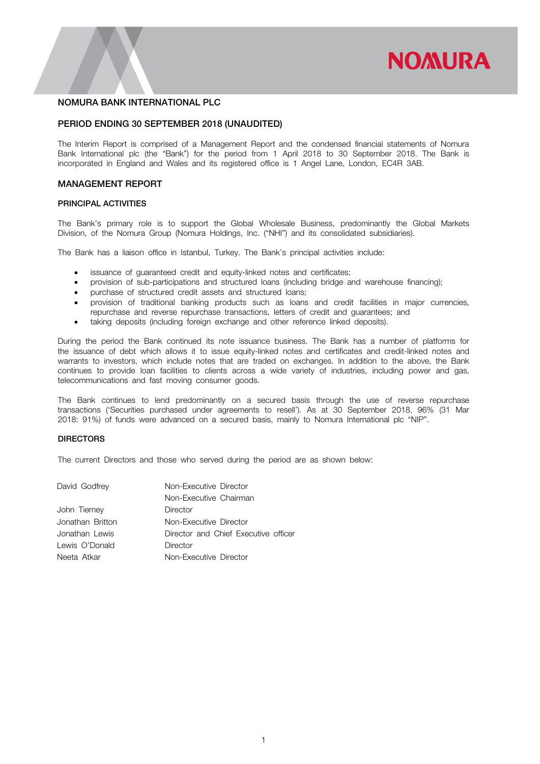# NOMURA BANK INTERNATIONAL PLC

## PERIOD ENDING 30 SEPTEMBER 2018 (UNAUDITED)

The Interim Report is comprised of a Management Report and the condensed financial statements of Nomura Bank International plc (the "Bank") for the period from 1 April 2018 to 30 September 2018. The Bank is incorporated in England and Wales and its registered office is 1 Angel Lane, London, EC4R 3AB.

## MANAGEMENT REPORT

### PRINCIPAL ACTIVITIES

The Bank's primary role is to support the Global Wholesale Business, predominantly the Global Markets Division, of the Nomura Group (Nomura Holdings, Inc. ("NHI") and its consolidated subsidiaries).

The Bank has a liaison office in Istanbul, Turkey. The Bank's principal activities include:

- issuance of guaranteed credit and equity-linked notes and certificates;
- provision of sub-participations and structured loans (including bridge and warehouse financing);
- purchase of structured credit assets and structured loans;
- provision of traditional banking products such as loans and credit facilities in major currencies, repurchase and reverse repurchase transactions, letters of credit and guarantees; and
- taking deposits (including foreign exchange and other reference linked deposits).

During the period the Bank continued its note issuance business. The Bank has a number of platforms for the issuance of debt which allows it to issue equity-linked notes and certificates and credit-linked notes and warrants to investors, which include notes that are traded on exchanges. In addition to the above, the Bank continues to provide loan facilities to clients across a wide variety of industries, including power and gas, telecommunications and fast moving consumer goods.

The Bank continues to lend predominantly on a secured basis through the use of reverse repurchase transactions ('Securities purchased under agreements to resell'). As at 30 September 2018, 96% (31 Mar 2018: 91%) of funds were advanced on a secured basis, mainly to Nomura International plc "NIP".

### DIRECTORS

The current Directors and those who served during the period are as shown below:

| | |
|---|---|
| David Godfrey | Non-Executive Director<br>Non-Executive Chairman |
| John Tierney | Director |
| Jonathan Britton | Non-Executive Director |
| Jonathan Lewis | Director and Chief Executive officer |
| Lewis O'Donald | Director |
| Neeta Atkar | Non-Executive Director |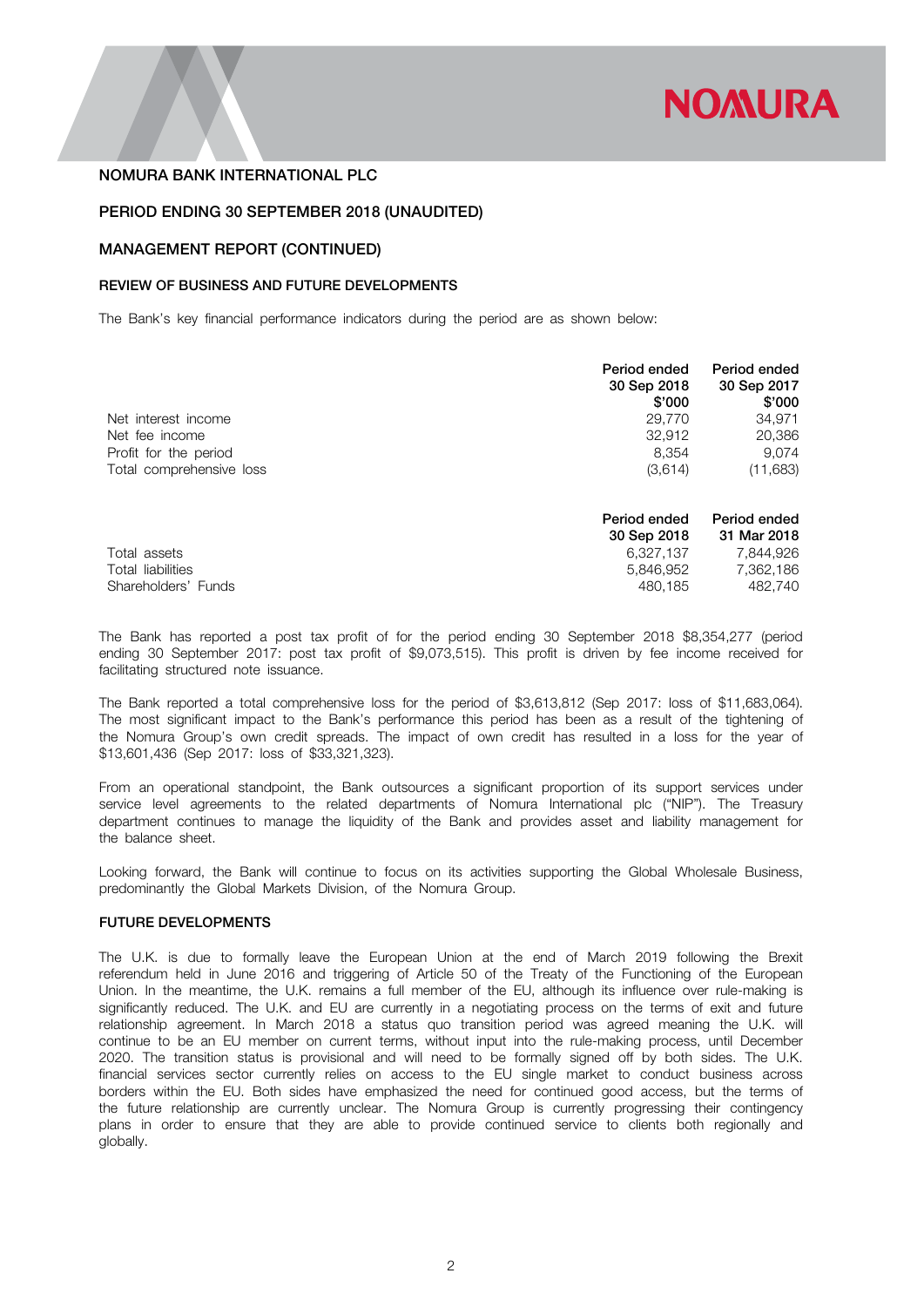## NOMURA BANK INTERNATIONAL PLC

## PERIOD ENDING 30 SEPTEMBER 2018 (UNAUDITED)

## MANAGEMENT REPORT (CONTINUED)

### REVIEW OF BUSINESS AND FUTURE DEVELOPMENTS

The Bank's key financial performance indicators during the period are as shown below:

| | Period ended 30 Sep 2018 $'000 | Period ended 30 Sep 2017 $'000 |
|---|---|---|
| Net interest income | 29,770 | 34,971 |
| Net fee income | 32,912 | 20,386 |
| Profit for the period | 8,354 | 9,074 |
| Total comprehensive loss | (3,614) | (11,683) |

| | Period ended 30 Sep 2018 | Period ended 31 Mar 2018 |
|---|---|---|
| Total assets | 6,327,137 | 7,844,926 |
| Total liabilities | 5,846,952 | 7,362,186 |
| Shareholders' Funds | 480,185 | 482,740 |

The Bank has reported a post tax profit of for the period ending 30 September 2018 $8,354,277 (period ending 30 September 2017: post tax profit of $9,073,515). This profit is driven by fee income received for facilitating structured note issuance.

The Bank reported a total comprehensive loss for the period of $3,613,812 (Sep 2017: loss of $11,683,064). The most significant impact to the Bank's performance this period has been as a result of the tightening of the Nomura Group's own credit spreads. The impact of own credit has resulted in a loss for the year of $13,601,436 (Sep 2017: loss of $33,321,323).

From an operational standpoint, the Bank outsources a significant proportion of its support services under service level agreements to the related departments of Nomura International plc ("NIP"). The Treasury department continues to manage the liquidity of the Bank and provides asset and liability management for the balance sheet.

Looking forward, the Bank will continue to focus on its activities supporting the Global Wholesale Business, predominantly the Global Markets Division, of the Nomura Group.

### FUTURE DEVELOPMENTS

The U.K. is due to formally leave the European Union at the end of March 2019 following the Brexit referendum held in June 2016 and triggering of Article 50 of the Treaty of the Functioning of the European Union. In the meantime, the U.K. remains a full member of the EU, although its influence over rule-making is significantly reduced. The U.K. and EU are currently in a negotiating process on the terms of exit and future relationship agreement. In March 2018 a status quo transition period was agreed meaning the U.K. will continue to be an EU member on current terms, without input into the rule-making process, until December 2020. The transition status is provisional and will need to be formally signed off by both sides. The U.K. financial services sector currently relies on access to the EU single market to conduct business across borders within the EU. Both sides have emphasized the need for continued good access, but the terms of the future relationship are currently unclear. The Nomura Group is currently progressing their contingency plans in order to ensure that they are able to provide continued service to clients both regionally and globally.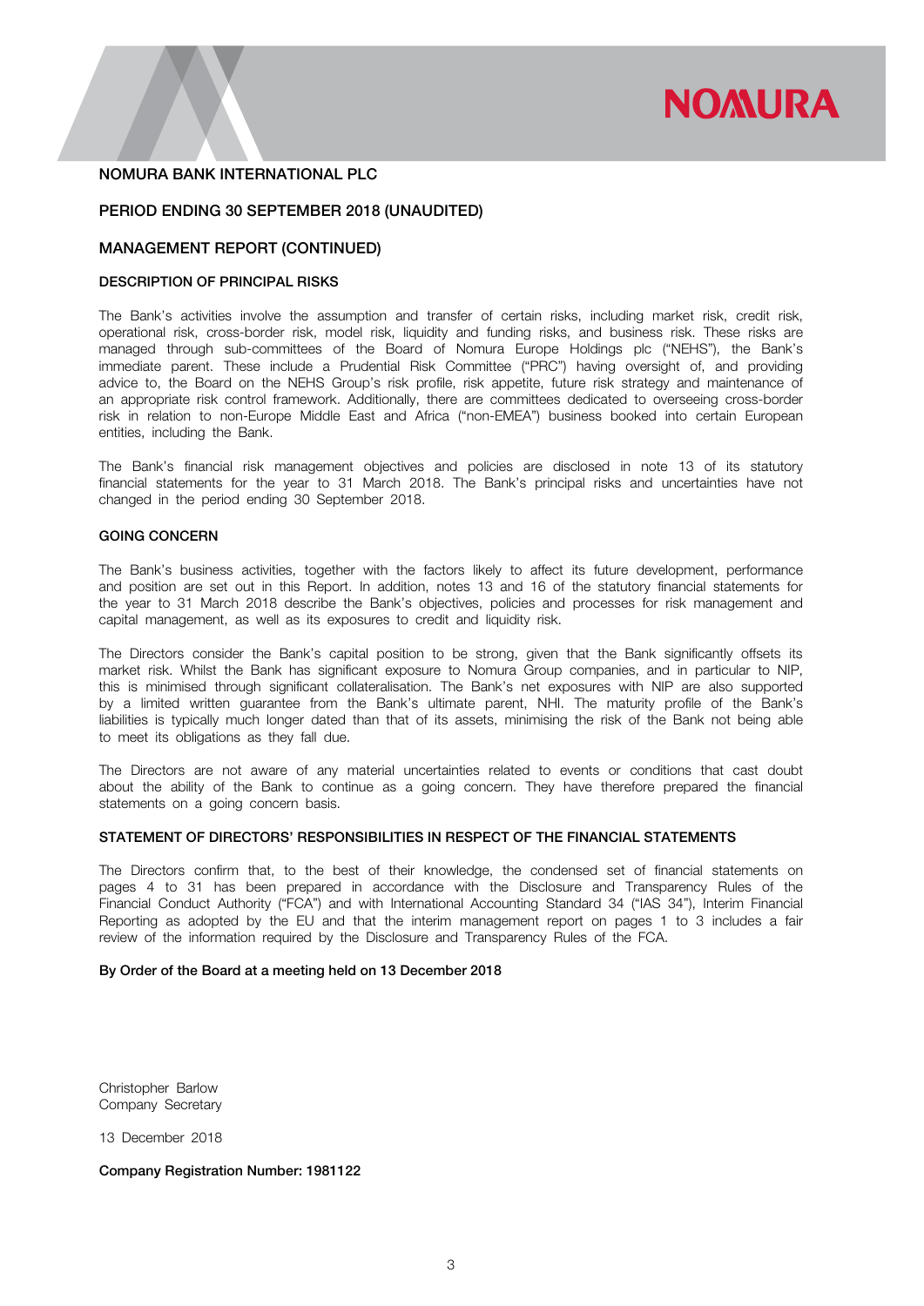## NOMURA BANK INTERNATIONAL PLC

## PERIOD ENDING 30 SEPTEMBER 2018 (UNAUDITED)

## MANAGEMENT REPORT (CONTINUED)

### DESCRIPTION OF PRINCIPAL RISKS

The Bank's activities involve the assumption and transfer of certain risks, including market risk, credit risk, operational risk, cross-border risk, model risk, liquidity and funding risks, and business risk. These risks are managed through sub-committees of the Board of Nomura Europe Holdings plc ("NEHS"), the Bank's immediate parent. These include a Prudential Risk Committee ("PRC") having oversight of, and providing advice to, the Board on the NEHS Group's risk profile, risk appetite, future risk strategy and maintenance of an appropriate risk control framework. Additionally, there are committees dedicated to overseeing cross-border risk in relation to non-Europe Middle East and Africa ("non-EMEA") business booked into certain European entities, including the Bank.

The Bank's financial risk management objectives and policies are disclosed in note 13 of its statutory financial statements for the year to 31 March 2018. The Bank's principal risks and uncertainties have not changed in the period ending 30 September 2018.

### GOING CONCERN

The Bank's business activities, together with the factors likely to affect its future development, performance and position are set out in this Report. In addition, notes 13 and 16 of the statutory financial statements for the year to 31 March 2018 describe the Bank's objectives, policies and processes for risk management and capital management, as well as its exposures to credit and liquidity risk.

The Directors consider the Bank's capital position to be strong, given that the Bank significantly offsets its market risk. Whilst the Bank has significant exposure to Nomura Group companies, and in particular to NIP, this is minimised through significant collateralisation. The Bank's net exposures with NIP are also supported by a limited written guarantee from the Bank's ultimate parent, NHI. The maturity profile of the Bank's liabilities is typically much longer dated than that of its assets, minimising the risk of the Bank not being able to meet its obligations as they fall due.

The Directors are not aware of any material uncertainties related to events or conditions that cast doubt about the ability of the Bank to continue as a going concern. They have therefore prepared the financial statements on a going concern basis.

### STATEMENT OF DIRECTORS' RESPONSIBILITIES IN RESPECT OF THE FINANCIAL STATEMENTS

The Directors confirm that, to the best of their knowledge, the condensed set of financial statements on pages 4 to 31 has been prepared in accordance with the Disclosure and Transparency Rules of the Financial Conduct Authority ("FCA") and with International Accounting Standard 34 ("IAS 34"), Interim Financial Reporting as adopted by the EU and that the interim management report on pages 1 to 3 includes a fair review of the information required by the Disclosure and Transparency Rules of the FCA.

**By Order of the Board at a meeting held on 13 December 2018**

Christopher Barlow
Company Secretary

13 December 2018

**Company Registration Number: 1981122**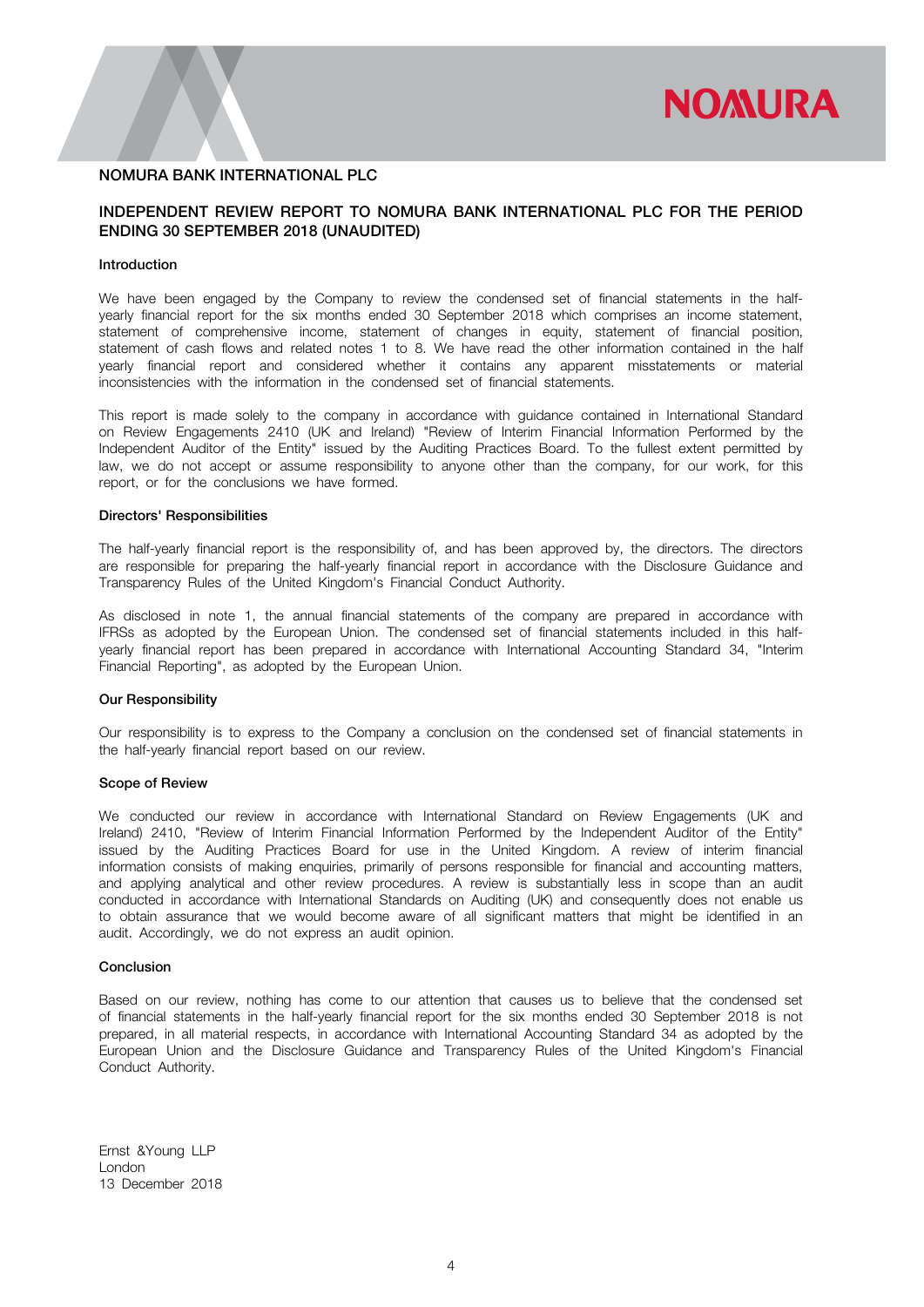## NOMURA BANK INTERNATIONAL PLC

## INDEPENDENT REVIEW REPORT TO NOMURA BANK INTERNATIONAL PLC FOR THE PERIOD ENDING 30 SEPTEMBER 2018 (UNAUDITED)

### Introduction

We have been engaged by the Company to review the condensed set of financial statements in the half-yearly financial report for the six months ended 30 September 2018 which comprises an income statement, statement of comprehensive income, statement of changes in equity, statement of financial position, statement of cash flows and related notes 1 to 8. We have read the other information contained in the half yearly financial report and considered whether it contains any apparent misstatements or material inconsistencies with the information in the condensed set of financial statements.

This report is made solely to the company in accordance with guidance contained in International Standard on Review Engagements 2410 (UK and Ireland) "Review of Interim Financial Information Performed by the Independent Auditor of the Entity" issued by the Auditing Practices Board. To the fullest extent permitted by law, we do not accept or assume responsibility to anyone other than the company, for our work, for this report, or for the conclusions we have formed.

### Directors' Responsibilities

The half-yearly financial report is the responsibility of, and has been approved by, the directors. The directors are responsible for preparing the half-yearly financial report in accordance with the Disclosure Guidance and Transparency Rules of the United Kingdom's Financial Conduct Authority.

As disclosed in note 1, the annual financial statements of the company are prepared in accordance with IFRSs as adopted by the European Union. The condensed set of financial statements included in this half-yearly financial report has been prepared in accordance with International Accounting Standard 34, "Interim Financial Reporting", as adopted by the European Union.

### Our Responsibility

Our responsibility is to express to the Company a conclusion on the condensed set of financial statements in the half-yearly financial report based on our review.

### Scope of Review

We conducted our review in accordance with International Standard on Review Engagements (UK and Ireland) 2410, "Review of Interim Financial Information Performed by the Independent Auditor of the Entity" issued by the Auditing Practices Board for use in the United Kingdom. A review of interim financial information consists of making enquiries, primarily of persons responsible for financial and accounting matters, and applying analytical and other review procedures. A review is substantially less in scope than an audit conducted in accordance with International Standards on Auditing (UK) and consequently does not enable us to obtain assurance that we would become aware of all significant matters that might be identified in an audit. Accordingly, we do not express an audit opinion.

### Conclusion

Based on our review, nothing has come to our attention that causes us to believe that the condensed set of financial statements in the half-yearly financial report for the six months ended 30 September 2018 is not prepared, in all material respects, in accordance with International Accounting Standard 34 as adopted by the European Union and the Disclosure Guidance and Transparency Rules of the United Kingdom's Financial Conduct Authority.

Ernst &Young LLP
London
13 December 2018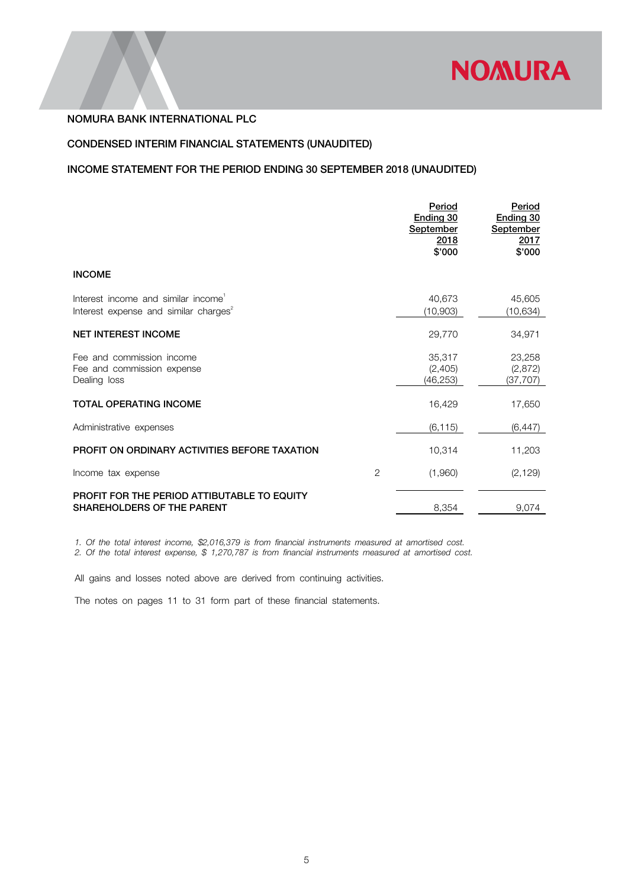NOMURA BANK INTERNATIONAL PLC

CONDENSED INTERIM FINANCIAL STATEMENTS (UNAUDITED)

INCOME STATEMENT FOR THE PERIOD ENDING 30 SEPTEMBER 2018 (UNAUDITED)

| | | Period Ending 30 September 2018 $'000 | Period Ending 30 September 2017 $'000 |
|---|---|---|---|
| **INCOME** | | | |
| Interest income and similar income[1] | | 40,673 | 45,605 |
| Interest expense and similar charges[2] | | (10,903) | (10,634) |
| **NET INTEREST INCOME** | | 29,770 | 34,971 |
| Fee and commission income | | 35,317 | 23,258 |
| Fee and commission expense | | (2,405) | (2,872) |
| Dealing loss | | (46,253) | (37,707) |
| **TOTAL OPERATING INCOME** | | 16,429 | 17,650 |
| Administrative expenses | | (6,115) | (6,447) |
| **PROFIT ON ORDINARY ACTIVITIES BEFORE TAXATION** | | 10,314 | 11,203 |
| Income tax expense | 2 | (1,960) | (2,129) |
| **PROFIT FOR THE PERIOD ATTIBUTABLE TO EQUITY SHAREHOLDERS OF THE PARENT** | | 8,354 | 9,074 |

*1. Of the total interest income, $2,016,379 is from financial instruments measured at amortised cost.*
*2. Of the total interest expense, $ 1,270,787 is from financial instruments measured at amortised cost.*

All gains and losses noted above are derived from continuing activities.

The notes on pages 11 to 31 form part of these financial statements.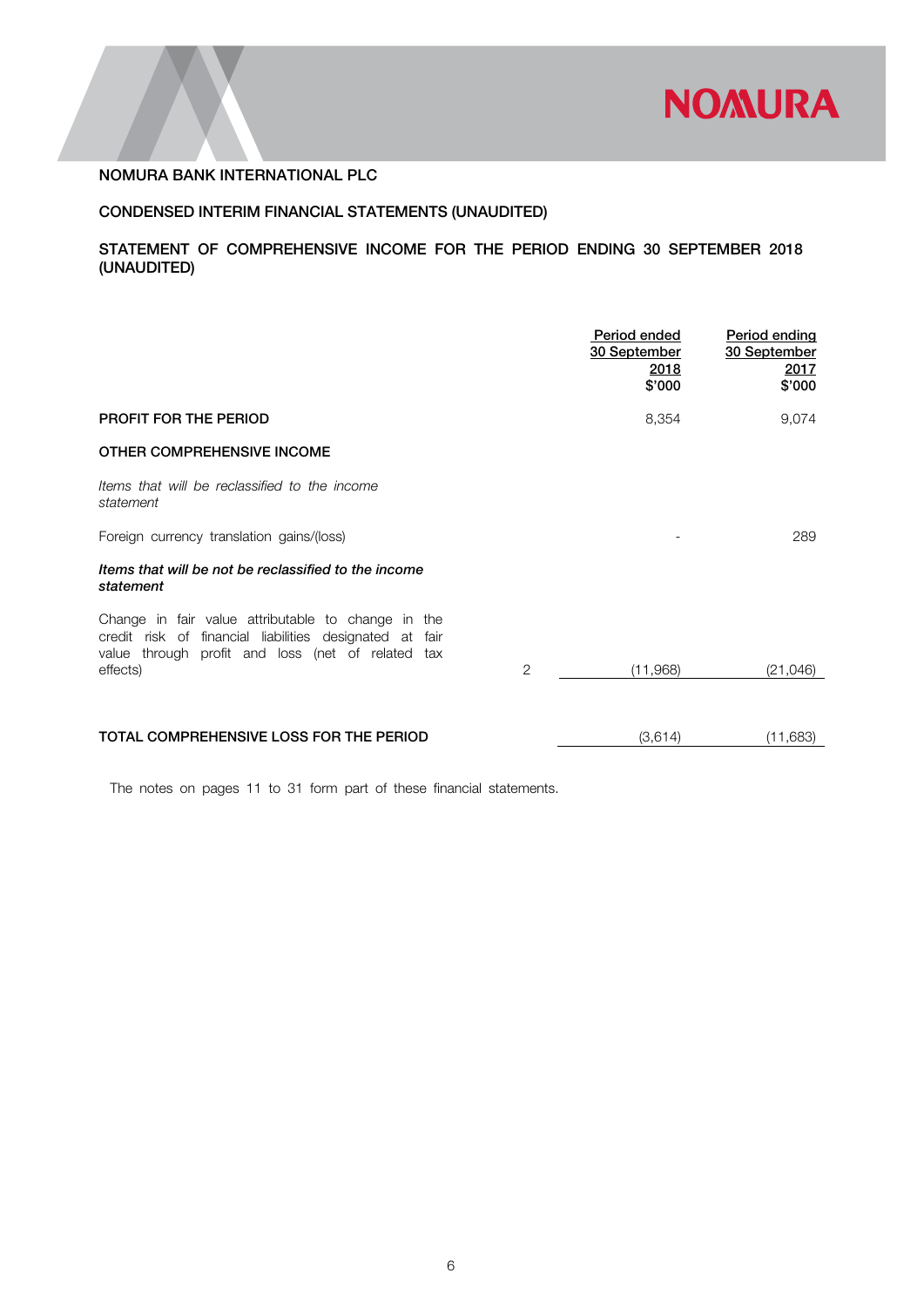NOMURA BANK INTERNATIONAL PLC

CONDENSED INTERIM FINANCIAL STATEMENTS (UNAUDITED)

## STATEMENT OF COMPREHENSIVE INCOME FOR THE PERIOD ENDING 30 SEPTEMBER 2018 (UNAUDITED)

| | | Period ended 30 September 2018 $'000 | Period ending 30 September 2017 $'000 |
|---|---|---|---|
| **PROFIT FOR THE PERIOD** | | 8,354 | 9,074 |
| **OTHER COMPREHENSIVE INCOME** | | | |
| *Items that will be reclassified to the income statement* | | | |
| Foreign currency translation gains/(loss) | | - | 289 |
| ***Items that will be not be reclassified to the income statement*** | | | |
| Change in fair value attributable to change in the credit risk of financial liabilities designated at fair value through profit and loss (net of related tax effects) | 2 | (11,968) | (21,046) |
| **TOTAL COMPREHENSIVE LOSS FOR THE PERIOD** | | (3,614) | (11,683) |

The notes on pages 11 to 31 form part of these financial statements.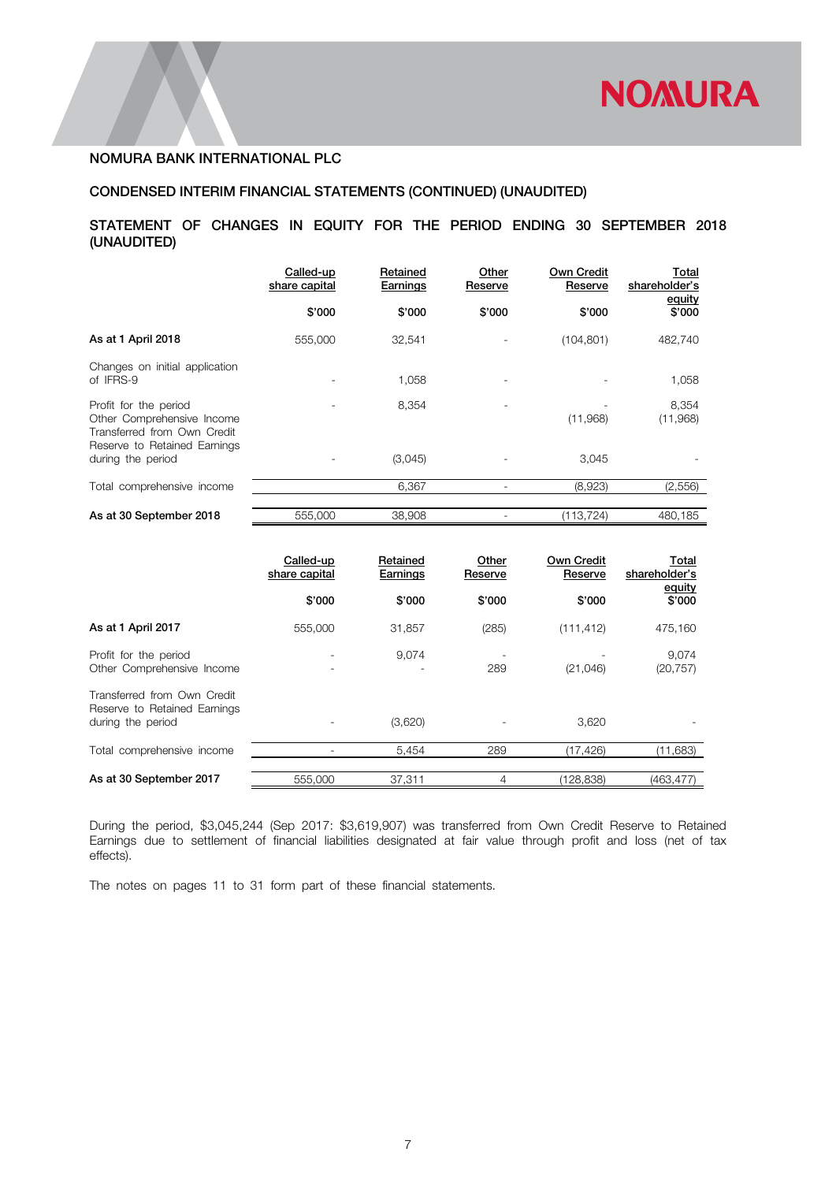## NOMURA BANK INTERNATIONAL PLC

### CONDENSED INTERIM FINANCIAL STATEMENTS (CONTINUED) (UNAUDITED)

### STATEMENT OF CHANGES IN EQUITY FOR THE PERIOD ENDING 30 SEPTEMBER 2018 (UNAUDITED)

| | Called-up share capital | Retained Earnings | Other Reserve | Own Credit Reserve | Total shareholder's equity |
|---|---|---|---|---|---|
| | $'000 | $'000 | $'000 | $'000 | $'000 |
| **As at 1 April 2018** | 555,000 | 32,541 | - | (104,801) | 482,740 |
| Changes on initial application of IFRS-9 | - | 1,058 | - | - | 1,058 |
| Profit for the period | - | 8,354 | - | - | 8,354 |
| Other Comprehensive Income | | | | (11,968) | (11,968) |
| Transferred from Own Credit Reserve to Retained Earnings during the period | - | (3,045) | - | 3,045 | - |
| Total comprehensive income | | 6,367 | - | (8,923) | (2,556) |
| **As at 30 September 2018** | 555,000 | 38,908 | - | (113,724) | 480,185 |

| | Called-up share capital | Retained Earnings | Other Reserve | Own Credit Reserve | Total shareholder's equity |
|---|---|---|---|---|---|
| | $'000 | $'000 | $'000 | $'000 | $'000 |
| **As at 1 April 2017** | 555,000 | 31,857 | (285) | (111,412) | 475,160 |
| Profit for the period | - | 9,074 | - | - | 9,074 |
| Other Comprehensive Income | - | - | 289 | (21,046) | (20,757) |
| Transferred from Own Credit Reserve to Retained Earnings during the period | - | (3,620) | - | 3,620 | - |
| Total comprehensive income | - | 5,454 | 289 | (17,426) | (11,683) |
| **As at 30 September 2017** | 555,000 | 37,311 | 4 | (128,838) | (463,477) |

During the period, $3,045,244 (Sep 2017: $3,619,907) was transferred from Own Credit Reserve to Retained Earnings due to settlement of financial liabilities designated at fair value through profit and loss (net of tax effects).

The notes on pages 11 to 31 form part of these financial statements.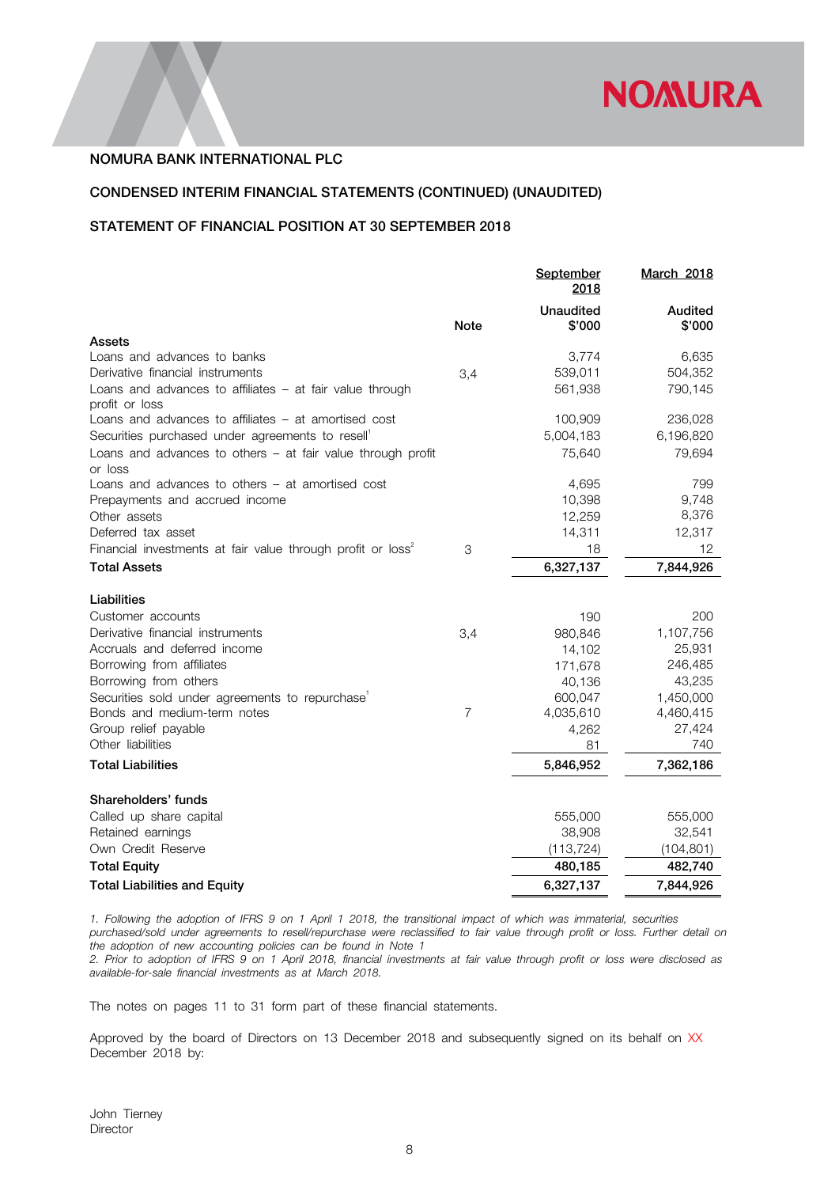NOMURA BANK INTERNATIONAL PLC

## CONDENSED INTERIM FINANCIAL STATEMENTS (CONTINUED) (UNAUDITED)

## STATEMENT OF FINANCIAL POSITION AT 30 SEPTEMBER 2018

| | Note | September 2018<br>Unaudited<br>$'000 | March 2018<br>Audited<br>$'000 |
|---|---|---|---|
| **Assets** | | | |
| Loans and advances to banks | | 3,774 | 6,635 |
| Derivative financial instruments | 3,4 | 539,011 | 504,352 |
| Loans and advances to affiliates – at fair value through profit or loss | | 561,938 | 790,145 |
| Loans and advances to affiliates – at amortised cost | | 100,909 | 236,028 |
| Securities purchased under agreements to resell[1] | | 5,004,183 | 6,196,820 |
| Loans and advances to others – at fair value through profit or loss | | 75,640 | 79,694 |
| Loans and advances to others – at amortised cost | | 4,695 | 799 |
| Prepayments and accrued income | | 10,398 | 9,748 |
| Other assets | | 12,259 | 8,376 |
| Deferred tax asset | | 14,311 | 12,317 |
| Financial investments at fair value through profit or loss[2] | 3 | 18 | 12 |
| **Total Assets** | | **6,327,137** | **7,844,926** |
| | | | |
| **Liabilities** | | | |
| Customer accounts | | 190 | 200 |
| Derivative financial instruments | 3,4 | 980,846 | 1,107,756 |
| Accruals and deferred income | | 14,102 | 25,931 |
| Borrowing from affiliates | | 171,678 | 246,485 |
| Borrowing from others | | 40,136 | 43,235 |
| Securities sold under agreements to repurchase[1] | | 600,047 | 1,450,000 |
| Bonds and medium-term notes | 7 | 4,035,610 | 4,460,415 |
| Group relief payable | | 4,262 | 27,424 |
| Other liabilities | | 81 | 740 |
| **Total Liabilities** | | **5,846,952** | **7,362,186** |
| | | | |
| **Shareholders' funds** | | | |
| Called up share capital | | 555,000 | 555,000 |
| Retained earnings | | 38,908 | 32,541 |
| Own Credit Reserve | | (113,724) | (104,801) |
| **Total Equity** | | **480,185** | **482,740** |
| **Total Liabilities and Equity** | | **6,327,137** | **7,844,926** |

*1. Following the adoption of IFRS 9 on 1 April 1 2018, the transitional impact of which was immaterial, securities purchased/sold under agreements to resell/repurchase were reclassified to fair value through profit or loss. Further detail on the adoption of new accounting policies can be found in Note 1*

*2. Prior to adoption of IFRS 9 on 1 April 2018, financial investments at fair value through profit or loss were disclosed as available-for-sale financial investments as at March 2018.*

The notes on pages 11 to 31 form part of these financial statements.

Approved by the board of Directors on 13 December 2018 and subsequently signed on its behalf on XX December 2018 by:

John Tierney
Director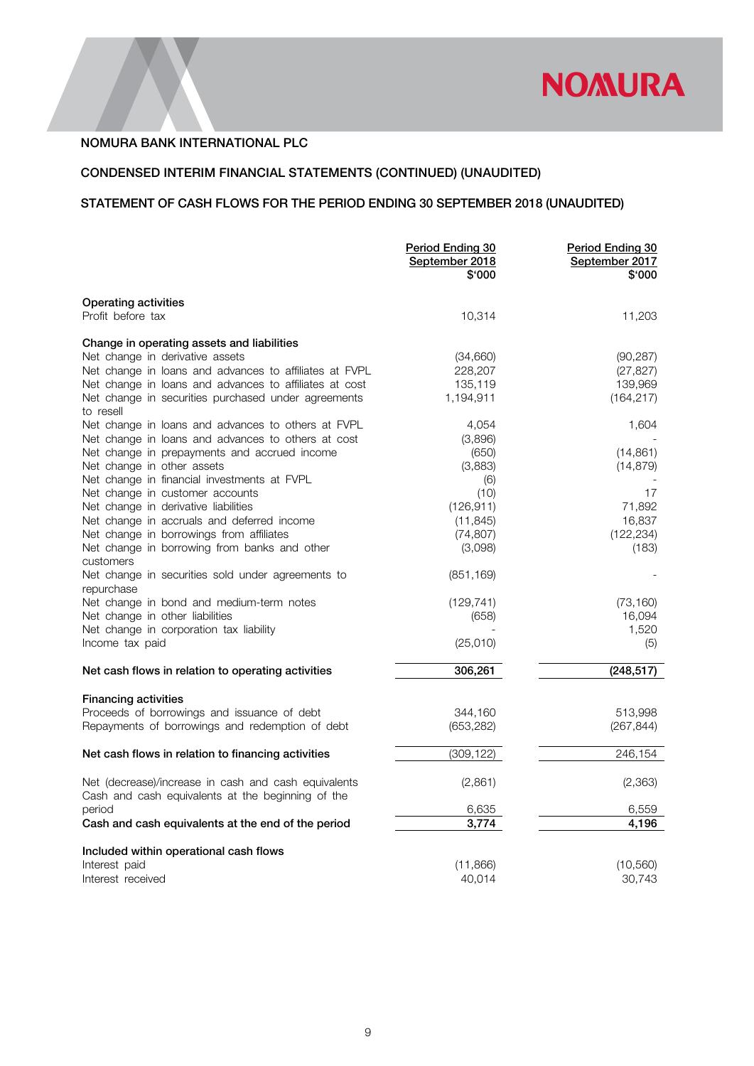NOMURA BANK INTERNATIONAL PLC

## CONDENSED INTERIM FINANCIAL STATEMENTS (CONTINUED) (UNAUDITED)

## STATEMENT OF CASH FLOWS FOR THE PERIOD ENDING 30 SEPTEMBER 2018 (UNAUDITED)

| | Period Ending 30 September 2018 $'000 | Period Ending 30 September 2017 $'000 |
|---|---|---|
| **Operating activities** | | |
| Profit before tax | 10,314 | 11,203 |
| **Change in operating assets and liabilities** | | |
| Net change in derivative assets | (34,660) | (90,287) |
| Net change in loans and advances to affiliates at FVPL | 228,207 | (27,827) |
| Net change in loans and advances to affiliates at cost | 135,119 | 139,969 |
| Net change in securities purchased under agreements to resell | 1,194,911 | (164,217) |
| Net change in loans and advances to others at FVPL | 4,054 | 1,604 |
| Net change in loans and advances to others at cost | (3,896) | - |
| Net change in prepayments and accrued income | (650) | (14,861) |
| Net change in other assets | (3,883) | (14,879) |
| Net change in financial investments at FVPL | (6) | - |
| Net change in customer accounts | (10) | 17 |
| Net change in derivative liabilities | (126,911) | 71,892 |
| Net change in accruals and deferred income | (11,845) | 16,837 |
| Net change in borrowings from affiliates | (74,807) | (122,234) |
| Net change in borrowing from banks and other customers | (3,098) | (183) |
| Net change in securities sold under agreements to repurchase | (851,169) | - |
| Net change in bond and medium-term notes | (129,741) | (73,160) |
| Net change in other liabilities | (658) | 16,094 |
| Net change in corporation tax liability | - | 1,520 |
| Income tax paid | (25,010) | (5) |
| **Net cash flows in relation to operating activities** | **306,261** | **(248,517)** |
| **Financing activities** | | |
| Proceeds of borrowings and issuance of debt | 344,160 | 513,998 |
| Repayments of borrowings and redemption of debt | (653,282) | (267,844) |
| **Net cash flows in relation to financing activities** | (309,122) | 246,154 |
| Net (decrease)/increase in cash and cash equivalents | (2,861) | (2,363) |
| Cash and cash equivalents at the beginning of the period | 6,635 | 6,559 |
| **Cash and cash equivalents at the end of the period** | **3,774** | **4,196** |
| **Included within operational cash flows** | | |
| Interest paid | (11,866) | (10,560) |
| Interest received | 40,014 | 30,743 |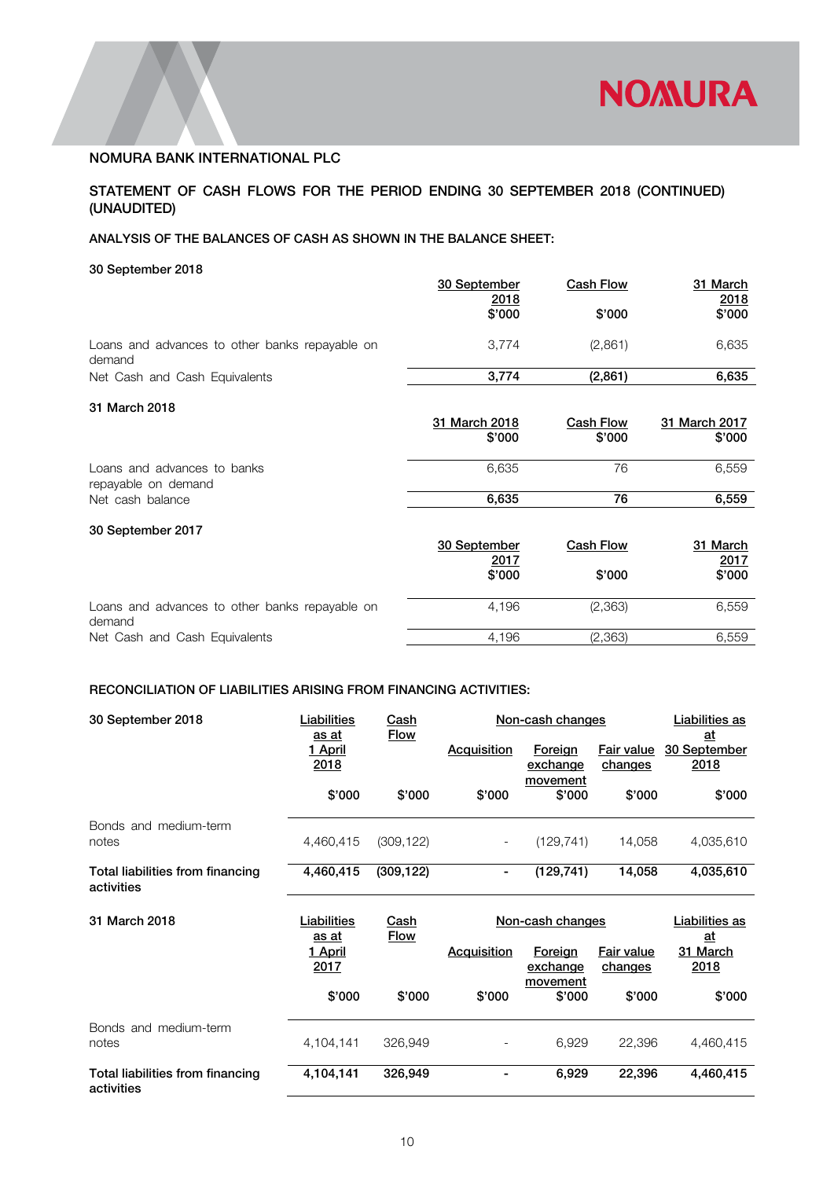NOMURA BANK INTERNATIONAL PLC

## STATEMENT OF CASH FLOWS FOR THE PERIOD ENDING 30 SEPTEMBER 2018 (CONTINUED) (UNAUDITED)

### ANALYSIS OF THE BALANCES OF CASH AS SHOWN IN THE BALANCE SHEET:

**30 September 2018**

| | 30 September 2018 $'000 | Cash Flow $'000 | 31 March 2018 $'000 |
|---|---|---|---|
| Loans and advances to other banks repayable on demand | 3,774 | (2,861) | 6,635 |
| Net Cash and Cash Equivalents | **3,774** | **(2,861)** | **6,635** |

**31 March 2018**

| | 31 March 2018 $'000 | Cash Flow $'000 | 31 March 2017 $'000 |
|---|---|---|---|
| Loans and advances to banks repayable on demand | 6,635 | 76 | 6,559 |
| Net cash balance | **6,635** | **76** | **6,559** |

**30 September 2017**

| | 30 September 2017 $'000 | Cash Flow $'000 | 31 March 2017 $'000 |
|---|---|---|---|
| Loans and advances to other banks repayable on demand | 4,196 | (2,363) | 6,559 |
| Net Cash and Cash Equivalents | 4,196 | (2,363) | 6,559 |

### RECONCILIATION OF LIABILITIES ARISING FROM FINANCING ACTIVITIES:

| 30 September 2018 | Liabilities as at 1 April 2018 | Cash Flow | Non-cash changes | | | Liabilities as at 30 September 2018 |
|---|---|---|---|---|---|---|
| | | | Acquisition | Foreign exchange movement | Fair value changes | |
| | $'000 | $'000 | $'000 | $'000 | $'000 | $'000 |
| Bonds and medium-term notes | 4,460,415 | (309,122) | - | (129,741) | 14,058 | 4,035,610 |
| **Total liabilities from financing activities** | **4,460,415** | **(309,122)** | **-** | **(129,741)** | **14,058** | **4,035,610** |

| 31 March 2018 | Liabilities as at 1 April 2017 | Cash Flow | Non-cash changes | | | Liabilities as at 31 March 2018 |
|---|---|---|---|---|---|---|
| | | | Acquisition | Foreign exchange movement | Fair value changes | |
| | $'000 | $'000 | $'000 | $'000 | $'000 | $'000 |
| Bonds and medium-term notes | 4,104,141 | 326,949 | - | 6,929 | 22,396 | 4,460,415 |
| **Total liabilities from financing activities** | **4,104,141** | **326,949** | **-** | **6,929** | **22,396** | **4,460,415** |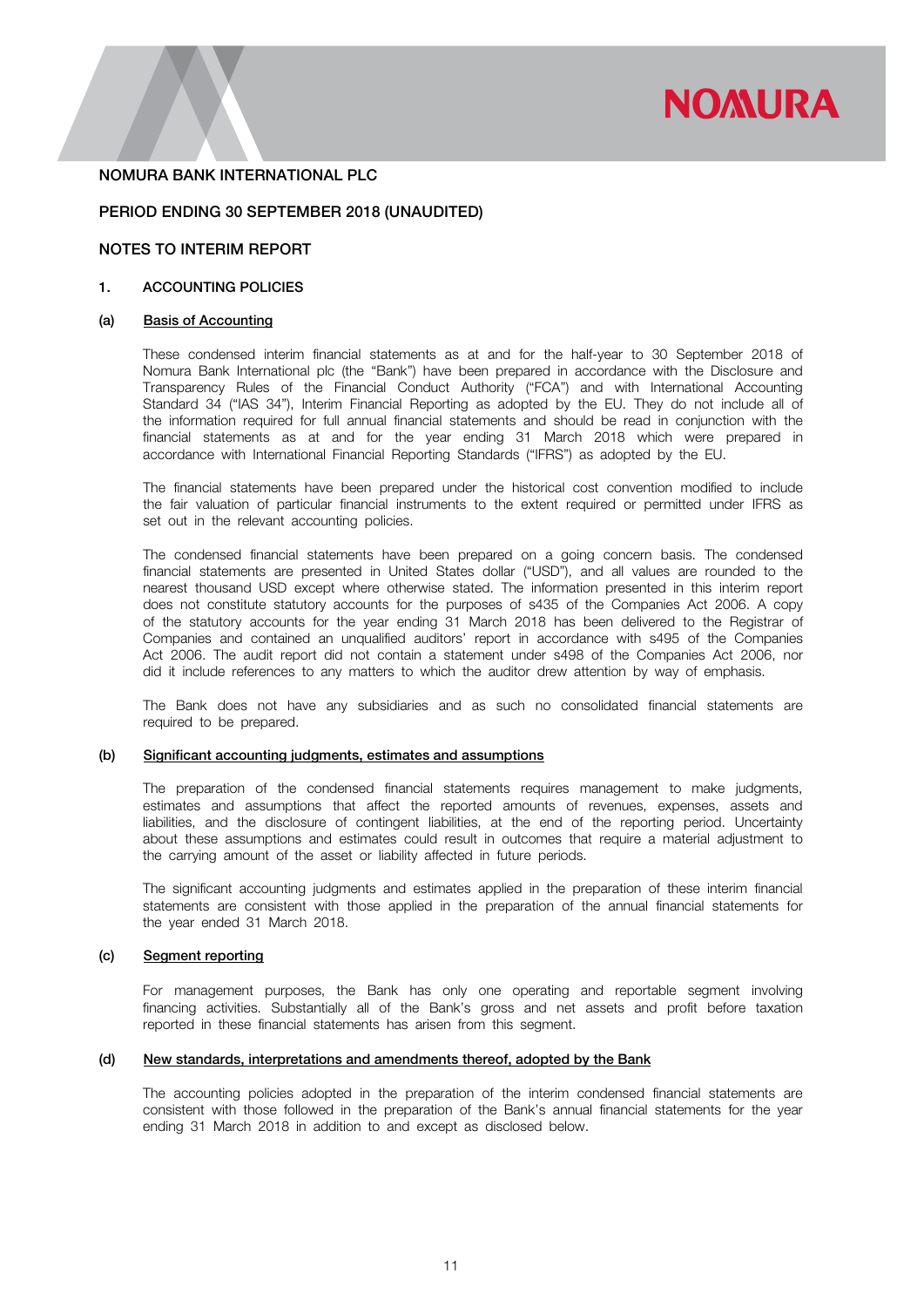NOMURA BANK INTERNATIONAL PLC

PERIOD ENDING 30 SEPTEMBER 2018 (UNAUDITED)

NOTES TO INTERIM REPORT

## 1. ACCOUNTING POLICIES

### (a) Basis of Accounting

These condensed interim financial statements as at and for the half-year to 30 September 2018 of Nomura Bank International plc (the "Bank") have been prepared in accordance with the Disclosure and Transparency Rules of the Financial Conduct Authority ("FCA") and with International Accounting Standard 34 ("IAS 34"), Interim Financial Reporting as adopted by the EU. They do not include all of the information required for full annual financial statements and should be read in conjunction with the financial statements as at and for the year ending 31 March 2018 which were prepared in accordance with International Financial Reporting Standards ("IFRS") as adopted by the EU.

The financial statements have been prepared under the historical cost convention modified to include the fair valuation of particular financial instruments to the extent required or permitted under IFRS as set out in the relevant accounting policies.

The condensed financial statements have been prepared on a going concern basis. The condensed financial statements are presented in United States dollar ("USD"), and all values are rounded to the nearest thousand USD except where otherwise stated. The information presented in this interim report does not constitute statutory accounts for the purposes of s435 of the Companies Act 2006. A copy of the statutory accounts for the year ending 31 March 2018 has been delivered to the Registrar of Companies and contained an unqualified auditors' report in accordance with s495 of the Companies Act 2006. The audit report did not contain a statement under s498 of the Companies Act 2006, nor did it include references to any matters to which the auditor drew attention by way of emphasis.

The Bank does not have any subsidiaries and as such no consolidated financial statements are required to be prepared.

### (b) Significant accounting judgments, estimates and assumptions

The preparation of the condensed financial statements requires management to make judgments, estimates and assumptions that affect the reported amounts of revenues, expenses, assets and liabilities, and the disclosure of contingent liabilities, at the end of the reporting period. Uncertainty about these assumptions and estimates could result in outcomes that require a material adjustment to the carrying amount of the asset or liability affected in future periods.

The significant accounting judgments and estimates applied in the preparation of these interim financial statements are consistent with those applied in the preparation of the annual financial statements for the year ended 31 March 2018.

### (c) Segment reporting

For management purposes, the Bank has only one operating and reportable segment involving financing activities. Substantially all of the Bank's gross and net assets and profit before taxation reported in these financial statements has arisen from this segment.

### (d) New standards, interpretations and amendments thereof, adopted by the Bank

The accounting policies adopted in the preparation of the interim condensed financial statements are consistent with those followed in the preparation of the Bank's annual financial statements for the year ending 31 March 2018 in addition to and except as disclosed below.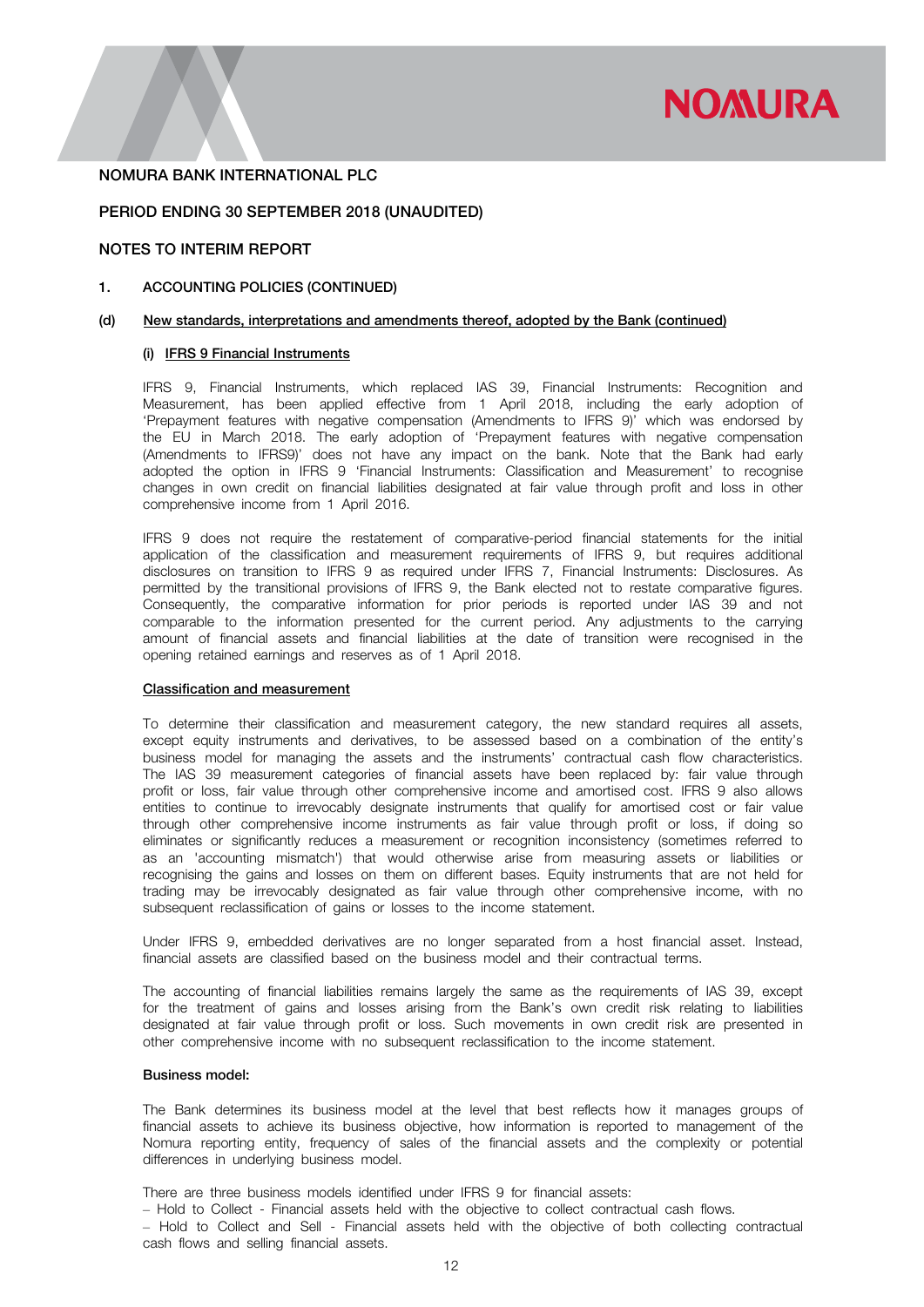NOMURA BANK INTERNATIONAL PLC

PERIOD ENDING 30 SEPTEMBER 2018 (UNAUDITED)

NOTES TO INTERIM REPORT

## 1. ACCOUNTING POLICIES (CONTINUED)

### (d) New standards, interpretations and amendments thereof, adopted by the Bank (continued)

#### (i) IFRS 9 Financial Instruments

IFRS 9, Financial Instruments, which replaced IAS 39, Financial Instruments: Recognition and Measurement, has been applied effective from 1 April 2018, including the early adoption of 'Prepayment features with negative compensation (Amendments to IFRS 9)' which was endorsed by the EU in March 2018. The early adoption of 'Prepayment features with negative compensation (Amendments to IFRS9)' does not have any impact on the bank. Note that the Bank had early adopted the option in IFRS 9 'Financial Instruments: Classification and Measurement' to recognise changes in own credit on financial liabilities designated at fair value through profit and loss in other comprehensive income from 1 April 2016.

IFRS 9 does not require the restatement of comparative-period financial statements for the initial application of the classification and measurement requirements of IFRS 9, but requires additional disclosures on transition to IFRS 9 as required under IFRS 7, Financial Instruments: Disclosures. As permitted by the transitional provisions of IFRS 9, the Bank elected not to restate comparative figures. Consequently, the comparative information for prior periods is reported under IAS 39 and not comparable to the information presented for the current period. Any adjustments to the carrying amount of financial assets and financial liabilities at the date of transition were recognised in the opening retained earnings and reserves as of 1 April 2018.

#### Classification and measurement

To determine their classification and measurement category, the new standard requires all assets, except equity instruments and derivatives, to be assessed based on a combination of the entity's business model for managing the assets and the instruments' contractual cash flow characteristics. The IAS 39 measurement categories of financial assets have been replaced by: fair value through profit or loss, fair value through other comprehensive income and amortised cost. IFRS 9 also allows entities to continue to irrevocably designate instruments that qualify for amortised cost or fair value through other comprehensive income instruments as fair value through profit or loss, if doing so eliminates or significantly reduces a measurement or recognition inconsistency (sometimes referred to as an 'accounting mismatch') that would otherwise arise from measuring assets or liabilities or recognising the gains and losses on them on different bases. Equity instruments that are not held for trading may be irrevocably designated as fair value through other comprehensive income, with no subsequent reclassification of gains or losses to the income statement.

Under IFRS 9, embedded derivatives are no longer separated from a host financial asset. Instead, financial assets are classified based on the business model and their contractual terms.

The accounting of financial liabilities remains largely the same as the requirements of IAS 39, except for the treatment of gains and losses arising from the Bank's own credit risk relating to liabilities designated at fair value through profit or loss. Such movements in own credit risk are presented in other comprehensive income with no subsequent reclassification to the income statement.

**Business model:**

The Bank determines its business model at the level that best reflects how it manages groups of financial assets to achieve its business objective, how information is reported to management of the Nomura reporting entity, frequency of sales of the financial assets and the complexity or potential differences in underlying business model.

There are three business models identified under IFRS 9 for financial assets:

– Hold to Collect - Financial assets held with the objective to collect contractual cash flows.

– Hold to Collect and Sell - Financial assets held with the objective of both collecting contractual cash flows and selling financial assets.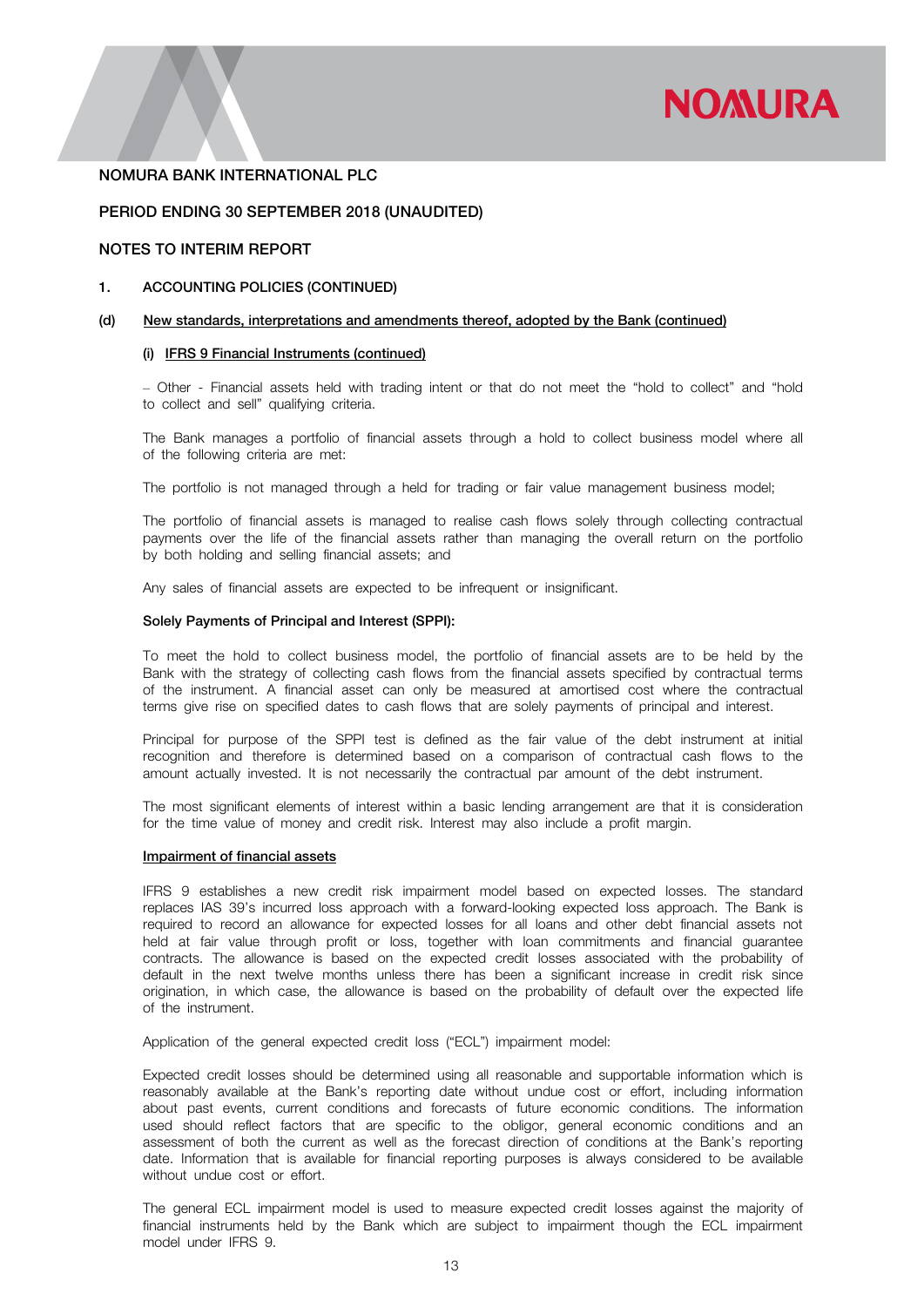NOMURA BANK INTERNATIONAL PLC

PERIOD ENDING 30 SEPTEMBER 2018 (UNAUDITED)

NOTES TO INTERIM REPORT

## 1. ACCOUNTING POLICIES (CONTINUED)

### (d) New standards, interpretations and amendments thereof, adopted by the Bank (continued)

#### (i) IFRS 9 Financial Instruments (continued)

– Other - Financial assets held with trading intent or that do not meet the “hold to collect” and “hold to collect and sell” qualifying criteria.

The Bank manages a portfolio of financial assets through a hold to collect business model where all of the following criteria are met:

The portfolio is not managed through a held for trading or fair value management business model;

The portfolio of financial assets is managed to realise cash flows solely through collecting contractual payments over the life of the financial assets rather than managing the overall return on the portfolio by both holding and selling financial assets; and

Any sales of financial assets are expected to be infrequent or insignificant.

**Solely Payments of Principal and Interest (SPPI):**

To meet the hold to collect business model, the portfolio of financial assets are to be held by the Bank with the strategy of collecting cash flows from the financial assets specified by contractual terms of the instrument. A financial asset can only be measured at amortised cost where the contractual terms give rise on specified dates to cash flows that are solely payments of principal and interest.

Principal for purpose of the SPPI test is defined as the fair value of the debt instrument at initial recognition and therefore is determined based on a comparison of contractual cash flows to the amount actually invested. It is not necessarily the contractual par amount of the debt instrument.

The most significant elements of interest within a basic lending arrangement are that it is consideration for the time value of money and credit risk. Interest may also include a profit margin.

**Impairment of financial assets**

IFRS 9 establishes a new credit risk impairment model based on expected losses. The standard replaces IAS 39’s incurred loss approach with a forward-looking expected loss approach. The Bank is required to record an allowance for expected losses for all loans and other debt financial assets not held at fair value through profit or loss, together with loan commitments and financial guarantee contracts. The allowance is based on the expected credit losses associated with the probability of default in the next twelve months unless there has been a significant increase in credit risk since origination, in which case, the allowance is based on the probability of default over the expected life of the instrument.

Application of the general expected credit loss (“ECL”) impairment model:

Expected credit losses should be determined using all reasonable and supportable information which is reasonably available at the Bank’s reporting date without undue cost or effort, including information about past events, current conditions and forecasts of future economic conditions. The information used should reflect factors that are specific to the obligor, general economic conditions and an assessment of both the current as well as the forecast direction of conditions at the Bank’s reporting date. Information that is available for financial reporting purposes is always considered to be available without undue cost or effort.

The general ECL impairment model is used to measure expected credit losses against the majority of financial instruments held by the Bank which are subject to impairment though the ECL impairment model under IFRS 9.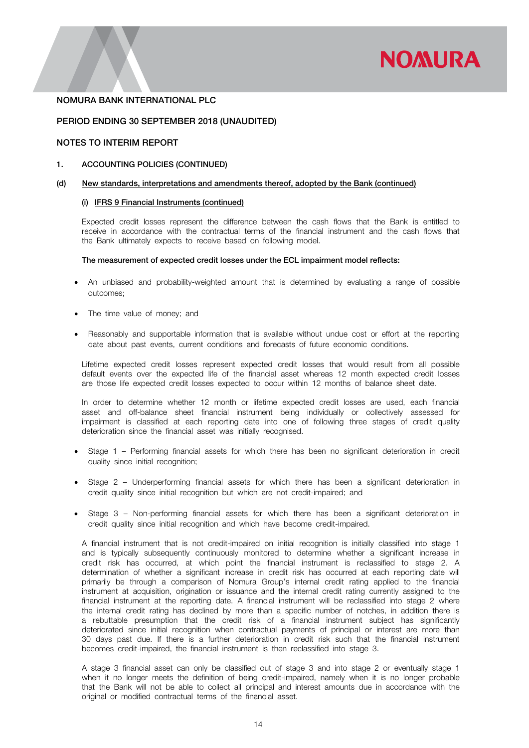NOMURA BANK INTERNATIONAL PLC

PERIOD ENDING 30 SEPTEMBER 2018 (UNAUDITED)

NOTES TO INTERIM REPORT

## 1. ACCOUNTING POLICIES (CONTINUED)

### (d) New standards, interpretations and amendments thereof, adopted by the Bank (continued)

#### (i) IFRS 9 Financial Instruments (continued)

Expected credit losses represent the difference between the cash flows that the Bank is entitled to receive in accordance with the contractual terms of the financial instrument and the cash flows that the Bank ultimately expects to receive based on following model.

**The measurement of expected credit losses under the ECL impairment model reflects:**

- An unbiased and probability-weighted amount that is determined by evaluating a range of possible outcomes;
- The time value of money; and
- Reasonably and supportable information that is available without undue cost or effort at the reporting date about past events, current conditions and forecasts of future economic conditions.

Lifetime expected credit losses represent expected credit losses that would result from all possible default events over the expected life of the financial asset whereas 12 month expected credit losses are those life expected credit losses expected to occur within 12 months of balance sheet date.

In order to determine whether 12 month or lifetime expected credit losses are used, each financial asset and off-balance sheet financial instrument being individually or collectively assessed for impairment is classified at each reporting date into one of following three stages of credit quality deterioration since the financial asset was initially recognised.

- Stage 1 – Performing financial assets for which there has been no significant deterioration in credit quality since initial recognition;
- Stage 2 – Underperforming financial assets for which there has been a significant deterioration in credit quality since initial recognition but which are not credit-impaired; and
- Stage 3 – Non-performing financial assets for which there has been a significant deterioration in credit quality since initial recognition and which have become credit-impaired.

A financial instrument that is not credit-impaired on initial recognition is initially classified into stage 1 and is typically subsequently continuously monitored to determine whether a significant increase in credit risk has occurred, at which point the financial instrument is reclassified to stage 2. A determination of whether a significant increase in credit risk has occurred at each reporting date will primarily be through a comparison of Nomura Group's internal credit rating applied to the financial instrument at acquisition, origination or issuance and the internal credit rating currently assigned to the financial instrument at the reporting date. A financial instrument will be reclassified into stage 2 where the internal credit rating has declined by more than a specific number of notches, in addition there is a rebuttable presumption that the credit risk of a financial instrument subject has significantly deteriorated since initial recognition when contractual payments of principal or interest are more than 30 days past due. If there is a further deterioration in credit risk such that the financial instrument becomes credit-impaired, the financial instrument is then reclassified into stage 3.

A stage 3 financial asset can only be classified out of stage 3 and into stage 2 or eventually stage 1 when it no longer meets the definition of being credit-impaired, namely when it is no longer probable that the Bank will not be able to collect all principal and interest amounts due in accordance with the original or modified contractual terms of the financial asset.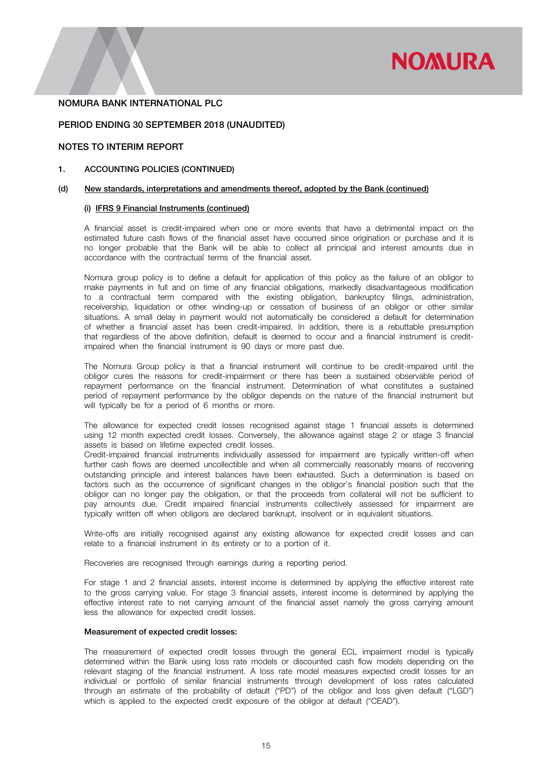NOMURA BANK INTERNATIONAL PLC

PERIOD ENDING 30 SEPTEMBER 2018 (UNAUDITED)

NOTES TO INTERIM REPORT

**1. ACCOUNTING POLICIES (CONTINUED)**

**(d) New standards, interpretations and amendments thereof, adopted by the Bank (continued)**

**(i) IFRS 9 Financial Instruments (continued)**

A financial asset is credit-impaired when one or more events that have a detrimental impact on the estimated future cash flows of the financial asset have occurred since origination or purchase and it is no longer probable that the Bank will be able to collect all principal and interest amounts due in accordance with the contractual terms of the financial asset.

Nomura group policy is to define a default for application of this policy as the failure of an obligor to make payments in full and on time of any financial obligations, markedly disadvantageous modification to a contractual term compared with the existing obligation, bankruptcy filings, administration, receivership, liquidation or other winding-up or cessation of business of an obligor or other similar situations. A small delay in payment would not automatically be considered a default for determination of whether a financial asset has been credit-impaired. In addition, there is a rebuttable presumption that regardless of the above definition, default is deemed to occur and a financial instrument is credit-impaired when the financial instrument is 90 days or more past due.

The Nomura Group policy is that a financial instrument will continue to be credit-impaired until the obligor cures the reasons for credit-impairment or there has been a sustained observable period of repayment performance on the financial instrument. Determination of what constitutes a sustained period of repayment performance by the obligor depends on the nature of the financial instrument but will typically be for a period of 6 months or more.

The allowance for expected credit losses recognised against stage 1 financial assets is determined using 12 month expected credit losses. Conversely, the allowance against stage 2 or stage 3 financial assets is based on lifetime expected credit losses.
Credit-impaired financial instruments individually assessed for impairment are typically written-off when further cash flows are deemed uncollectible and when all commercially reasonably means of recovering outstanding principle and interest balances have been exhausted. Such a determination is based on factors such as the occurrence of significant changes in the obligor's financial position such that the obligor can no longer pay the obligation, or that the proceeds from collateral will not be sufficient to pay amounts due. Credit impaired financial instruments collectively assessed for impairment are typically written off when obligors are declared bankrupt, insolvent or in equivalent situations.

Write-offs are initially recognised against any existing allowance for expected credit losses and can relate to a financial instrument in its entirety or to a portion of it.

Recoveries are recognised through earnings during a reporting period.

For stage 1 and 2 financial assets, interest income is determined by applying the effective interest rate to the gross carrying value. For stage 3 financial assets, interest income is determined by applying the effective interest rate to net carrying amount of the financial asset namely the gross carrying amount less the allowance for expected credit losses.

**Measurement of expected credit losses:**

The measurement of expected credit losses through the general ECL impairment model is typically determined within the Bank using loss rate models or discounted cash flow models depending on the relevant staging of the financial instrument. A loss rate model measures expected credit losses for an individual or portfolio of similar financial instruments through development of loss rates calculated through an estimate of the probability of default ("PD") of the obligor and loss given default ("LGD") which is applied to the expected credit exposure of the obligor at default ("CEAD").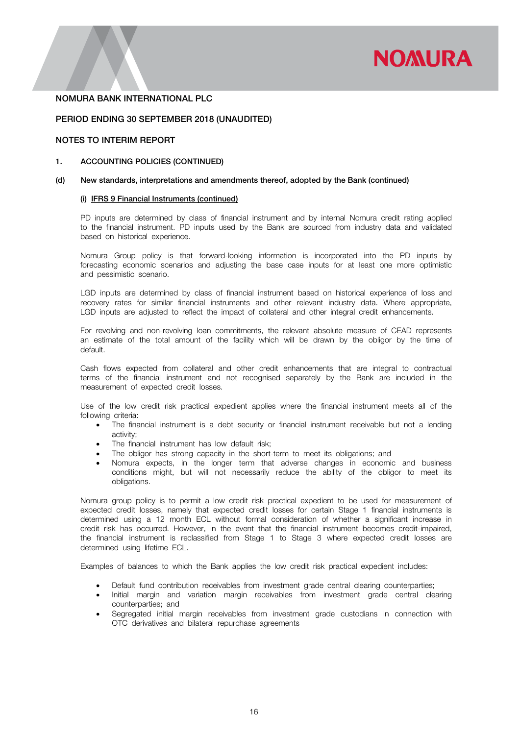NOMURA BANK INTERNATIONAL PLC

PERIOD ENDING 30 SEPTEMBER 2018 (UNAUDITED)

NOTES TO INTERIM REPORT

## 1. ACCOUNTING POLICIES (CONTINUED)

### (d) New standards, interpretations and amendments thereof, adopted by the Bank (continued)

#### (i) IFRS 9 Financial Instruments (continued)

PD inputs are determined by class of financial instrument and by internal Nomura credit rating applied to the financial instrument. PD inputs used by the Bank are sourced from industry data and validated based on historical experience.

Nomura Group policy is that forward-looking information is incorporated into the PD inputs by forecasting economic scenarios and adjusting the base case inputs for at least one more optimistic and pessimistic scenario.

LGD inputs are determined by class of financial instrument based on historical experience of loss and recovery rates for similar financial instruments and other relevant industry data. Where appropriate, LGD inputs are adjusted to reflect the impact of collateral and other integral credit enhancements.

For revolving and non-revolving loan commitments, the relevant absolute measure of CEAD represents an estimate of the total amount of the facility which will be drawn by the obligor by the time of default.

Cash flows expected from collateral and other credit enhancements that are integral to contractual terms of the financial instrument and not recognised separately by the Bank are included in the measurement of expected credit losses.

Use of the low credit risk practical expedient applies where the financial instrument meets all of the following criteria:

- The financial instrument is a debt security or financial instrument receivable but not a lending activity;
- The financial instrument has low default risk;
- The obligor has strong capacity in the short-term to meet its obligations; and
- Nomura expects, in the longer term that adverse changes in economic and business conditions might, but will not necessarily reduce the ability of the obligor to meet its obligations.

Nomura group policy is to permit a low credit risk practical expedient to be used for measurement of expected credit losses, namely that expected credit losses for certain Stage 1 financial instruments is determined using a 12 month ECL without formal consideration of whether a significant increase in credit risk has occurred. However, in the event that the financial instrument becomes credit-impaired, the financial instrument is reclassified from Stage 1 to Stage 3 where expected credit losses are determined using lifetime ECL.

Examples of balances to which the Bank applies the low credit risk practical expedient includes:

- Default fund contribution receivables from investment grade central clearing counterparties;
- Initial margin and variation margin receivables from investment grade central clearing counterparties; and
- Segregated initial margin receivables from investment grade custodians in connection with OTC derivatives and bilateral repurchase agreements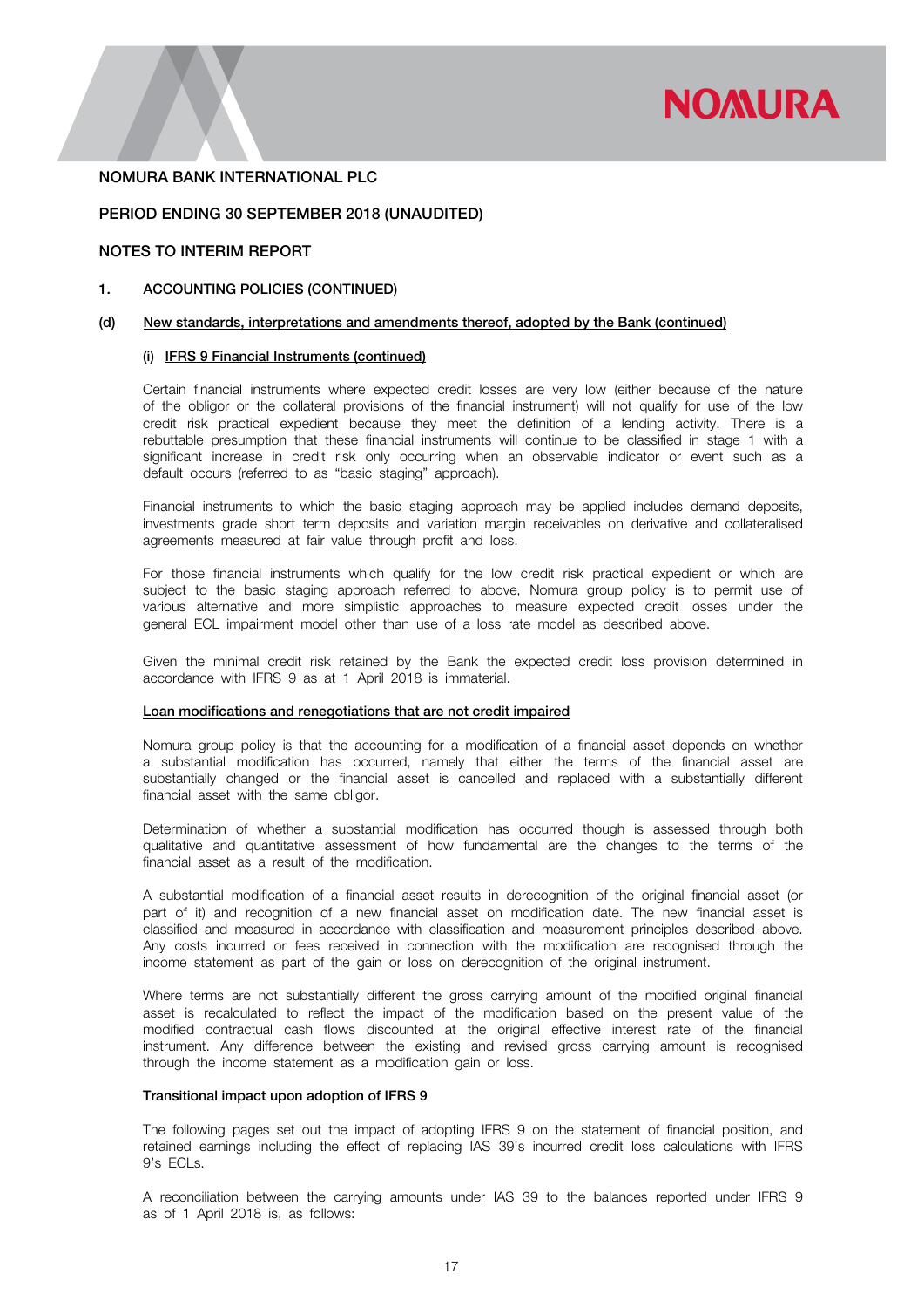NOMURA BANK INTERNATIONAL PLC

PERIOD ENDING 30 SEPTEMBER 2018 (UNAUDITED)

NOTES TO INTERIM REPORT

## 1. ACCOUNTING POLICIES (CONTINUED)

### (d) New standards, interpretations and amendments thereof, adopted by the Bank (continued)

#### (i) IFRS 9 Financial Instruments (continued)

Certain financial instruments where expected credit losses are very low (either because of the nature of the obligor or the collateral provisions of the financial instrument) will not qualify for use of the low credit risk practical expedient because they meet the definition of a lending activity. There is a rebuttable presumption that these financial instruments will continue to be classified in stage 1 with a significant increase in credit risk only occurring when an observable indicator or event such as a default occurs (referred to as "basic staging" approach).

Financial instruments to which the basic staging approach may be applied includes demand deposits, investments grade short term deposits and variation margin receivables on derivative and collateralised agreements measured at fair value through profit and loss.

For those financial instruments which qualify for the low credit risk practical expedient or which are subject to the basic staging approach referred to above, Nomura group policy is to permit use of various alternative and more simplistic approaches to measure expected credit losses under the general ECL impairment model other than use of a loss rate model as described above.

Given the minimal credit risk retained by the Bank the expected credit loss provision determined in accordance with IFRS 9 as at 1 April 2018 is immaterial.

#### Loan modifications and renegotiations that are not credit impaired

Nomura group policy is that the accounting for a modification of a financial asset depends on whether a substantial modification has occurred, namely that either the terms of the financial asset are substantially changed or the financial asset is cancelled and replaced with a substantially different financial asset with the same obligor.

Determination of whether a substantial modification has occurred though is assessed through both qualitative and quantitative assessment of how fundamental are the changes to the terms of the financial asset as a result of the modification.

A substantial modification of a financial asset results in derecognition of the original financial asset (or part of it) and recognition of a new financial asset on modification date. The new financial asset is classified and measured in accordance with classification and measurement principles described above. Any costs incurred or fees received in connection with the modification are recognised through the income statement as part of the gain or loss on derecognition of the original instrument.

Where terms are not substantially different the gross carrying amount of the modified original financial asset is recalculated to reflect the impact of the modification based on the present value of the modified contractual cash flows discounted at the original effective interest rate of the financial instrument. Any difference between the existing and revised gross carrying amount is recognised through the income statement as a modification gain or loss.

#### Transitional impact upon adoption of IFRS 9

The following pages set out the impact of adopting IFRS 9 on the statement of financial position, and retained earnings including the effect of replacing IAS 39's incurred credit loss calculations with IFRS 9's ECLs.

A reconciliation between the carrying amounts under IAS 39 to the balances reported under IFRS 9 as of 1 April 2018 is, as follows: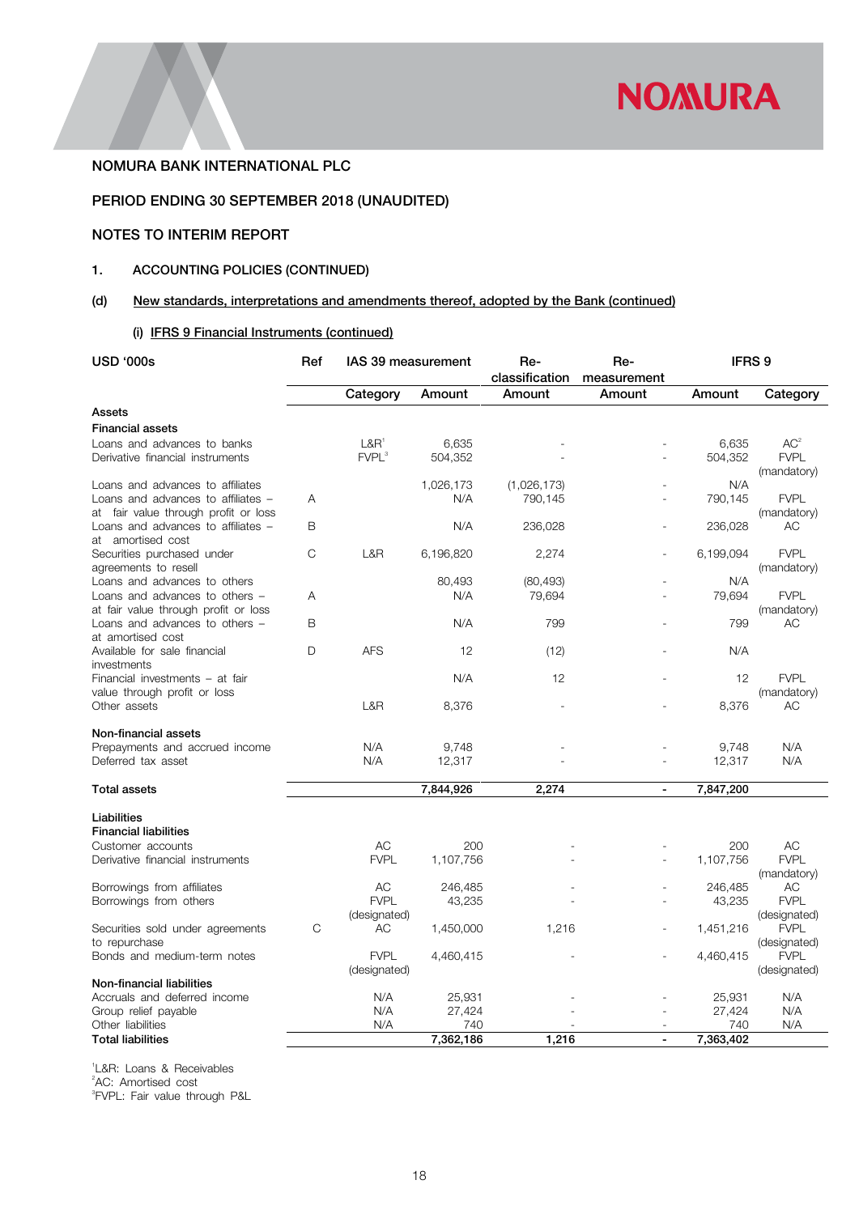NOMURA BANK INTERNATIONAL PLC

PERIOD ENDING 30 SEPTEMBER 2018 (UNAUDITED)

NOTES TO INTERIM REPORT

## 1. ACCOUNTING POLICIES (CONTINUED)

### (d) New standards, interpretations and amendments thereof, adopted by the Bank (continued)

#### (i) IFRS 9 Financial Instruments (continued)

| USD '000s | Ref | IAS 39 measurement | | Re-classification | Re-measurement | IFRS 9 | |
|---|---|---|---|---|---|---|---|
| | | Category | Amount | Amount | Amount | Amount | Category |
| **Assets** | | | | | | | |
| **Financial assets** | | | | | | | |
| Loans and advances to banks | | L&R[1] | 6,635 | - | - | 6,635 | AC[2] |
| Derivative financial instruments | | FVPL[3] | 504,352 | - | - | 504,352 | FVPL (mandatory) |
| Loans and advances to affiliates | | | 1,026,173 | (1,026,173) | - | N/A | |
| Loans and advances to affiliates – at fair value through profit or loss | A | | N/A | 790,145 | - | 790,145 | FVPL (mandatory) |
| Loans and advances to affiliates – at amortised cost | B | | N/A | 236,028 | - | 236,028 | AC |
| Securities purchased under agreements to resell | C | L&R | 6,196,820 | 2,274 | - | 6,199,094 | FVPL (mandatory) |
| Loans and advances to others | | | 80,493 | (80,493) | - | N/A | |
| Loans and advances to others – at fair value through profit or loss | A | | N/A | 79,694 | - | 79,694 | FVPL (mandatory) |
| Loans and advances to others – at amortised cost | B | | N/A | 799 | - | 799 | AC |
| Available for sale financial investments | D | AFS | 12 | (12) | - | N/A | |
| Financial investments – at fair value through profit or loss | | | N/A | 12 | - | 12 | FVPL (mandatory) |
| Other assets | | L&R | 8,376 | - | - | 8,376 | AC |
| **Non-financial assets** | | | | | | | |
| Prepayments and accrued income | | N/A | 9,748 | - | - | 9,748 | N/A |
| Deferred tax asset | | N/A | 12,317 | - | - | 12,317 | N/A |
| **Total assets** | | | **7,844,926** | **2,274** | **-** | **7,847,200** | |
| **Liabilities** | | | | | | | |
| **Financial liabilities** | | | | | | | |
| Customer accounts | | AC | 200 | - | - | 200 | AC |
| Derivative financial instruments | | FVPL | 1,107,756 | - | - | 1,107,756 | FVPL (mandatory) |
| Borrowings from affiliates | | AC | 246,485 | - | - | 246,485 | AC |
| Borrowings from others | | FVPL (designated) | 43,235 | - | - | 43,235 | FVPL (designated) |
| Securities sold under agreements to repurchase | C | AC | 1,450,000 | 1,216 | - | 1,451,216 | FVPL (designated) |
| Bonds and medium-term notes | | FVPL (designated) | 4,460,415 | - | - | 4,460,415 | FVPL (designated) |
| **Non-financial liabilities** | | | | | | | |
| Accruals and deferred income | | N/A | 25,931 | - | - | 25,931 | N/A |
| Group relief payable | | N/A | 27,424 | - | - | 27,424 | N/A |
| Other liabilities | | N/A | 740 | - | - | 740 | N/A |
| **Total liabilities** | | | **7,362,186** | **1,216** | **-** | **7,363,402** | |

[1]L&R: Loans & Receivables
[2]AC: Amortised cost
[3]FVPL: Fair value through P&L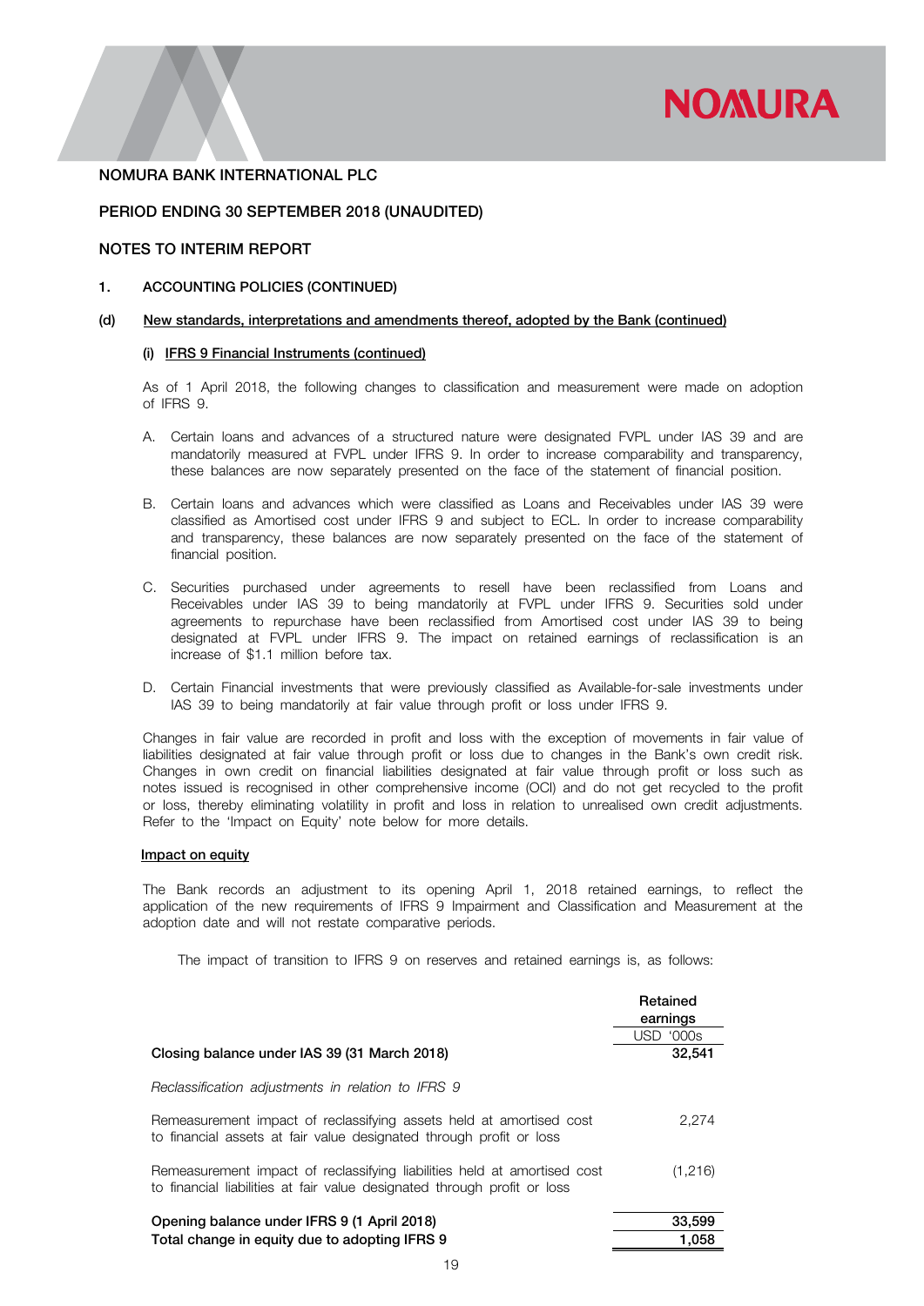NOMURA BANK INTERNATIONAL PLC

PERIOD ENDING 30 SEPTEMBER 2018 (UNAUDITED)

NOTES TO INTERIM REPORT

## 1. ACCOUNTING POLICIES (CONTINUED)

### (d) New standards, interpretations and amendments thereof, adopted by the Bank (continued)

#### (i) IFRS 9 Financial Instruments (continued)

As of 1 April 2018, the following changes to classification and measurement were made on adoption of IFRS 9.

A. Certain loans and advances of a structured nature were designated FVPL under IAS 39 and are mandatorily measured at FVPL under IFRS 9. In order to increase comparability and transparency, these balances are now separately presented on the face of the statement of financial position.

B. Certain loans and advances which were classified as Loans and Receivables under IAS 39 were classified as Amortised cost under IFRS 9 and subject to ECL. In order to increase comparability and transparency, these balances are now separately presented on the face of the statement of financial position.

C. Securities purchased under agreements to resell have been reclassified from Loans and Receivables under IAS 39 to being mandatorily at FVPL under IFRS 9. Securities sold under agreements to repurchase have been reclassified from Amortised cost under IAS 39 to being designated at FVPL under IFRS 9. The impact on retained earnings of reclassification is an increase of $1.1 million before tax.

D. Certain Financial investments that were previously classified as Available-for-sale investments under IAS 39 to being mandatorily at fair value through profit or loss under IFRS 9.

Changes in fair value are recorded in profit and loss with the exception of movements in fair value of liabilities designated at fair value through profit or loss due to changes in the Bank's own credit risk. Changes in own credit on financial liabilities designated at fair value through profit or loss such as notes issued is recognised in other comprehensive income (OCI) and do not get recycled to the profit or loss, thereby eliminating volatility in profit and loss in relation to unrealised own credit adjustments. Refer to the 'Impact on Equity' note below for more details.

#### Impact on equity

The Bank records an adjustment to its opening April 1, 2018 retained earnings, to reflect the application of the new requirements of IFRS 9 Impairment and Classification and Measurement at the adoption date and will not restate comparative periods.

The impact of transition to IFRS 9 on reserves and retained earnings is, as follows:

| | Retained earnings |
|---|---|
| | USD '000s |
| **Closing balance under IAS 39 (31 March 2018)** | **32,541** |
| *Reclassification adjustments in relation to IFRS 9* | |
| Remeasurement impact of reclassifying assets held at amortised cost to financial assets at fair value designated through profit or loss | 2,274 |
| Remeasurement impact of reclassifying liabilities held at amortised cost to financial liabilities at fair value designated through profit or loss | (1,216) |
| **Opening balance under IFRS 9 (1 April 2018)** | **33,599** |
| **Total change in equity due to adopting IFRS 9** | **1,058** |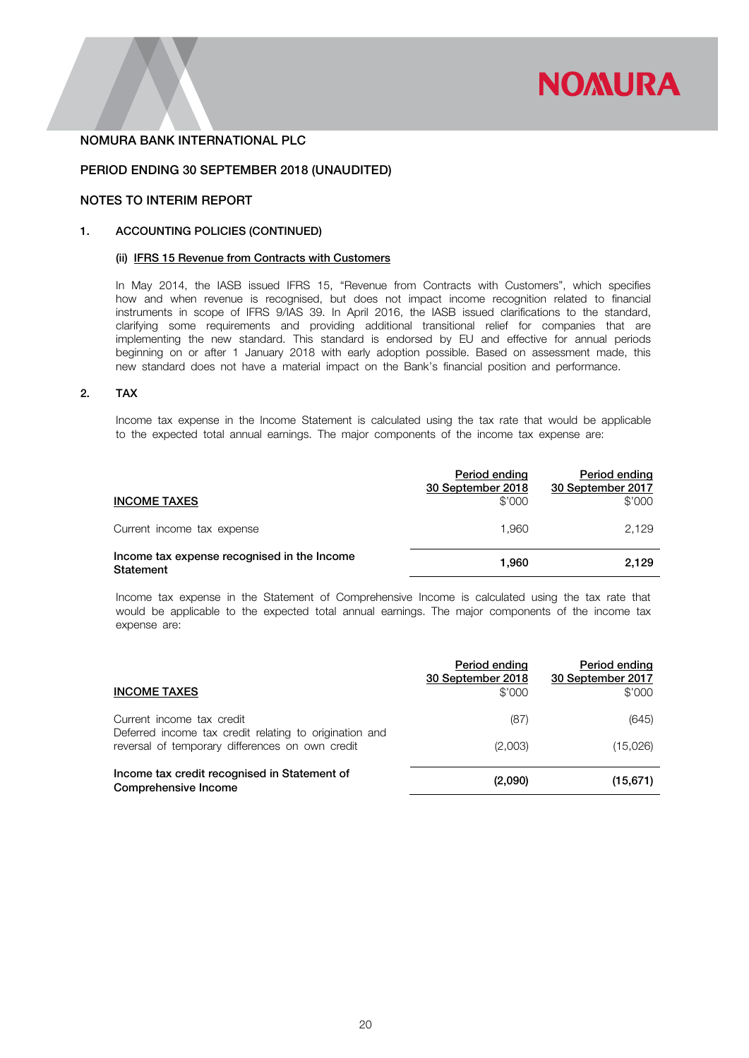NOMURA BANK INTERNATIONAL PLC

PERIOD ENDING 30 SEPTEMBER 2018 (UNAUDITED)

NOTES TO INTERIM REPORT

## 1. ACCOUNTING POLICIES (CONTINUED)

### (ii) IFRS 15 Revenue from Contracts with Customers

In May 2014, the IASB issued IFRS 15, "Revenue from Contracts with Customers", which specifies how and when revenue is recognised, but does not impact income recognition related to financial instruments in scope of IFRS 9/IAS 39. In April 2016, the IASB issued clarifications to the standard, clarifying some requirements and providing additional transitional relief for companies that are implementing the new standard. This standard is endorsed by EU and effective for annual periods beginning on or after 1 January 2018 with early adoption possible. Based on assessment made, this new standard does not have a material impact on the Bank's financial position and performance.

## 2. TAX

Income tax expense in the Income Statement is calculated using the tax rate that would be applicable to the expected total annual earnings. The major components of the income tax expense are:

| INCOME TAXES | Period ending 30 September 2018 $'000 | Period ending 30 September 2017 $'000 |
|---|---|---|
| Current income tax expense | 1,960 | 2,129 |
| **Income tax expense recognised in the Income Statement** | **1,960** | **2,129** |

Income tax expense in the Statement of Comprehensive Income is calculated using the tax rate that would be applicable to the expected total annual earnings. The major components of the income tax expense are:

| INCOME TAXES | Period ending 30 September 2018 $'000 | Period ending 30 September 2017 $'000 |
|---|---|---|
| Current income tax credit | (87) | (645) |
| Deferred income tax credit relating to origination and reversal of temporary differences on own credit | (2,003) | (15,026) |
| **Income tax credit recognised in Statement of Comprehensive Income** | **(2,090)** | **(15,671)** |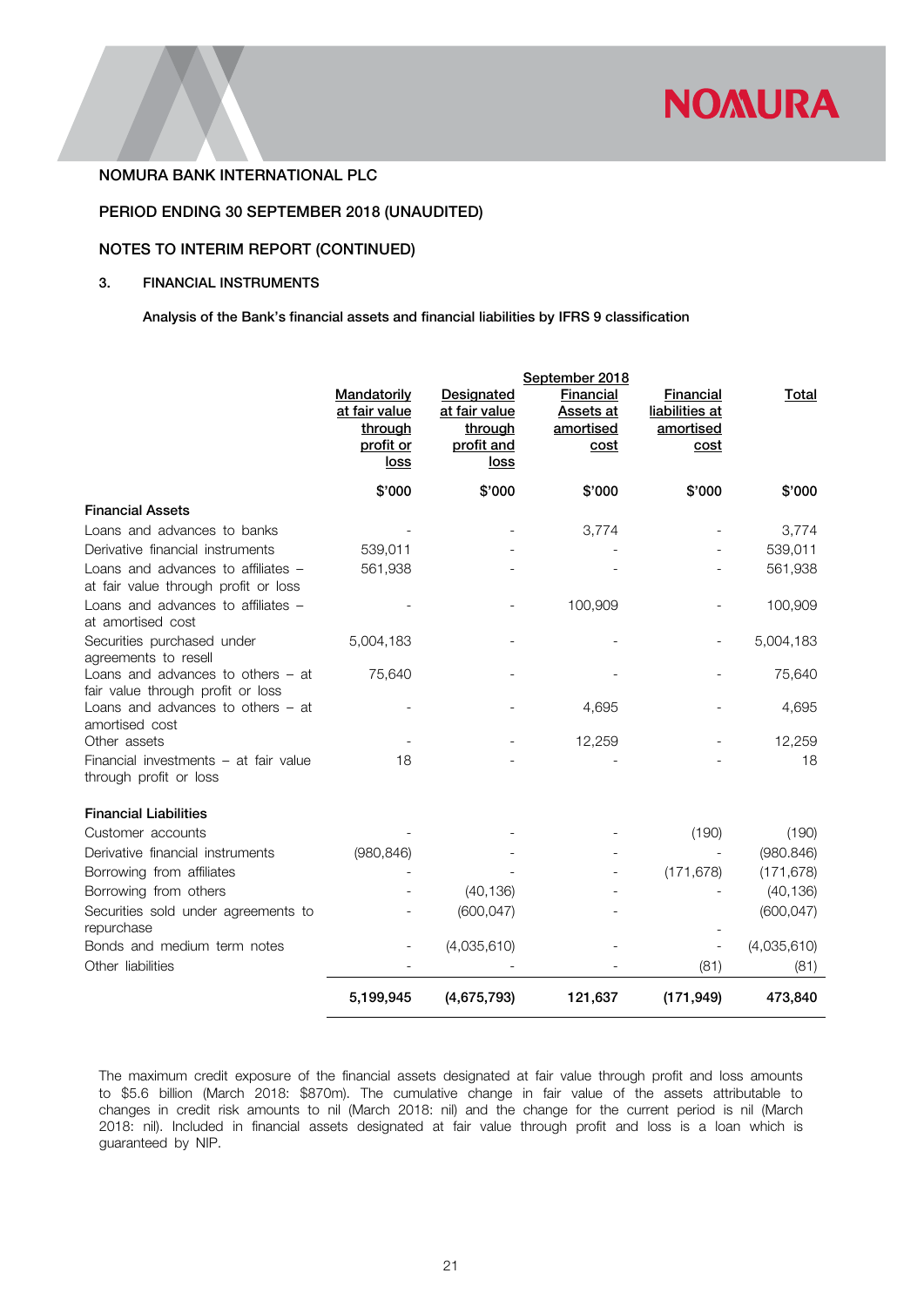NOMURA BANK INTERNATIONAL PLC

PERIOD ENDING 30 SEPTEMBER 2018 (UNAUDITED)

NOTES TO INTERIM REPORT (CONTINUED)

## 3. FINANCIAL INSTRUMENTS

**Analysis of the Bank's financial assets and financial liabilities by IFRS 9 classification**

| | September 2018 | | | | |
|---|---|---|---|---|---|
| | Mandatorily at fair value through profit or loss | Designated at fair value through profit and loss | Financial Assets at amortised cost | Financial liabilities at amortised cost | Total |
| | $'000 | $'000 | $'000 | $'000 | $'000 |
| **Financial Assets** | | | | | |
| Loans and advances to banks | - | - | 3,774 | - | 3,774 |
| Derivative financial instruments | 539,011 | - | - | - | 539,011 |
| Loans and advances to affiliates – at fair value through profit or loss | 561,938 | - | - | - | 561,938 |
| Loans and advances to affiliates – at amortised cost | - | - | 100,909 | - | 100,909 |
| Securities purchased under agreements to resell | 5,004,183 | - | - | - | 5,004,183 |
| Loans and advances to others – at fair value through profit or loss | 75,640 | - | - | - | 75,640 |
| Loans and advances to others – at amortised cost | - | - | 4,695 | - | 4,695 |
| Other assets | - | - | 12,259 | - | 12,259 |
| Financial investments – at fair value through profit or loss | 18 | - | - | - | 18 |
| **Financial Liabilities** | | | | | |
| Customer accounts | - | - | - | (190) | (190) |
| Derivative financial instruments | (980,846) | - | - | - | (980,846) |
| Borrowing from affiliates | - | - | - | (171,678) | (171,678) |
| Borrowing from others | - | (40,136) | - | - | (40,136) |
| Securities sold under agreements to repurchase | - | (600,047) | - | - | (600,047) |
| Bonds and medium term notes | - | (4,035,610) | - | - | (4,035,610) |
| Other liabilities | - | - | - | (81) | (81) |
| | **5,199,945** | **(4,675,793)** | **121,637** | **(171,949)** | **473,840** |

The maximum credit exposure of the financial assets designated at fair value through profit and loss amounts to $5.6 billion (March 2018: $870m). The cumulative change in fair value of the assets attributable to changes in credit risk amounts to nil (March 2018: nil) and the change for the current period is nil (March 2018: nil). Included in financial assets designated at fair value through profit and loss is a loan which is guaranteed by NIP.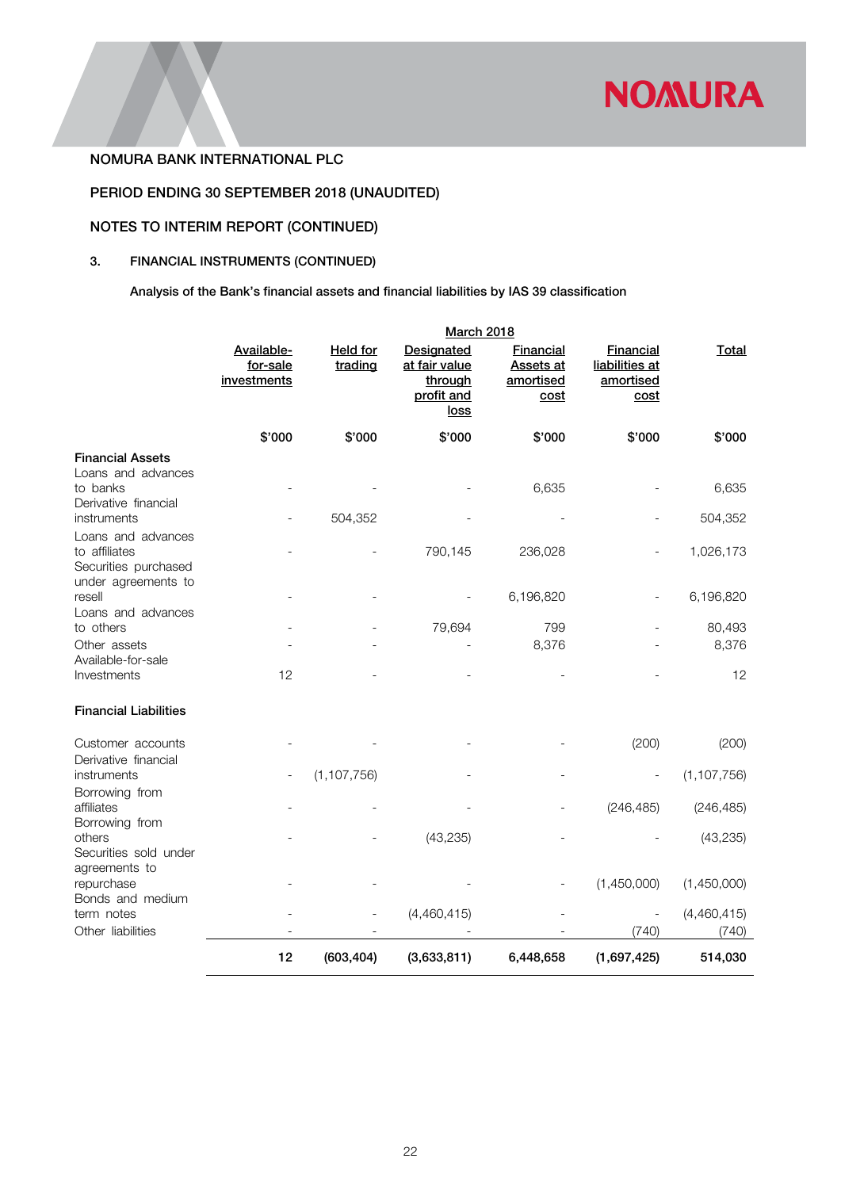NOMURA BANK INTERNATIONAL PLC

PERIOD ENDING 30 SEPTEMBER 2018 (UNAUDITED)

NOTES TO INTERIM REPORT (CONTINUED)

## 3. FINANCIAL INSTRUMENTS (CONTINUED)

**Analysis of the Bank's financial assets and financial liabilities by IAS 39 classification**

| | March 2018 | | | | | |
|---|---|---|---|---|---|---|
| | Available-for-sale investments | Held for trading | Designated at fair value through profit and loss | Financial Assets at amortised cost | Financial liabilities at amortised cost | Total |
| | $'000 | $'000 | $'000 | $'000 | $'000 | $'000 |
| **Financial Assets** | | | | | | |
| Loans and advances to banks | - | - | - | 6,635 | - | 6,635 |
| Derivative financial instruments | - | 504,352 | - | - | - | 504,352 |
| Loans and advances to affiliates | - | - | 790,145 | 236,028 | - | 1,026,173 |
| Securities purchased under agreements to resell | - | - | - | 6,196,820 | - | 6,196,820 |
| Loans and advances to others | - | - | 79,694 | 799 | - | 80,493 |
| Other assets | - | - | - | 8,376 | - | 8,376 |
| Available-for-sale Investments | 12 | - | - | - | - | 12 |
| **Financial Liabilities** | | | | | | |
| Customer accounts | - | - | - | - | (200) | (200) |
| Derivative financial instruments | - | (1,107,756) | - | - | - | (1,107,756) |
| Borrowing from affiliates | - | - | - | - | (246,485) | (246,485) |
| Borrowing from others | - | - | (43,235) | - | - | (43,235) |
| Securities sold under agreements to repurchase | - | - | - | - | (1,450,000) | (1,450,000) |
| Bonds and medium term notes | - | - | (4,460,415) | - | - | (4,460,415) |
| Other liabilities | - | - | - | - | (740) | (740) |
| | **12** | **(603,404)** | **(3,633,811)** | **6,448,658** | **(1,697,425)** | **514,030** |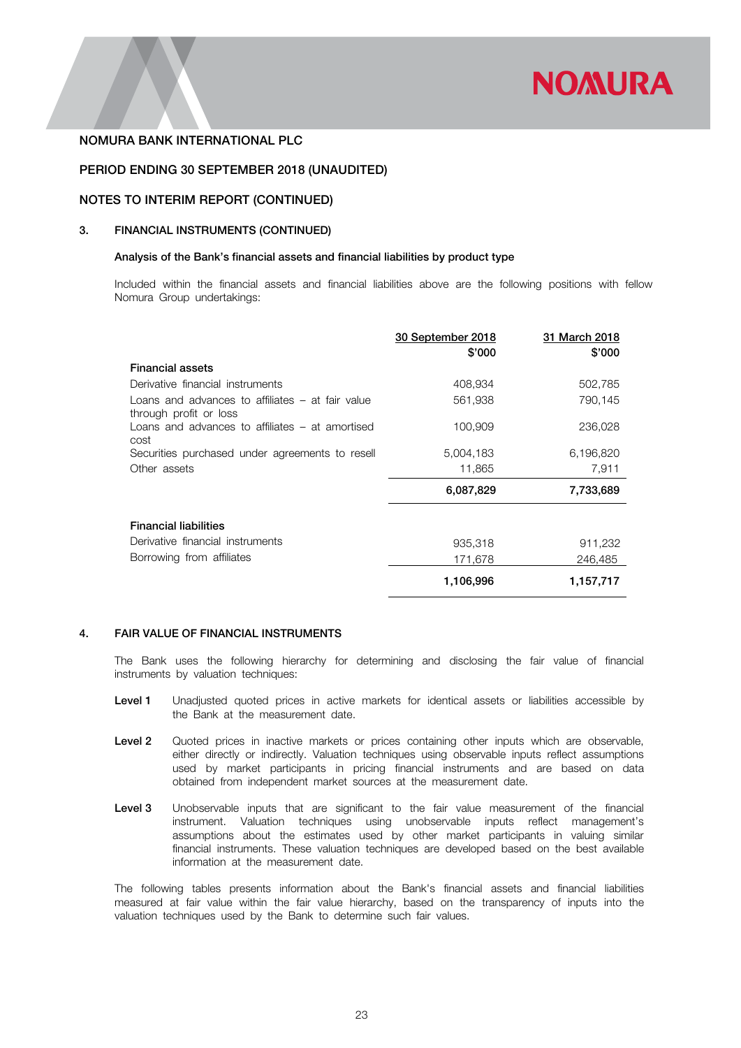NOMURA BANK INTERNATIONAL PLC

PERIOD ENDING 30 SEPTEMBER 2018 (UNAUDITED)

NOTES TO INTERIM REPORT (CONTINUED)

## 3. FINANCIAL INSTRUMENTS (CONTINUED)

### Analysis of the Bank's financial assets and financial liabilities by product type

Included within the financial assets and financial liabilities above are the following positions with fellow Nomura Group undertakings:

| | 30 September 2018 $'000 | 31 March 2018 $'000 |
|---|---|---|
| **Financial assets** | | |
| Derivative financial instruments | 408,934 | 502,785 |
| Loans and advances to affiliates – at fair value through profit or loss | 561,938 | 790,145 |
| Loans and advances to affiliates – at amortised cost | 100,909 | 236,028 |
| Securities purchased under agreements to resell | 5,004,183 | 6,196,820 |
| Other assets | 11,865 | 7,911 |
| | **6,087,829** | **7,733,689** |
| **Financial liabilities** | | |
| Derivative financial instruments | 935,318 | 911,232 |
| Borrowing from affiliates | 171,678 | 246,485 |
| | **1,106,996** | **1,157,717** |

## 4. FAIR VALUE OF FINANCIAL INSTRUMENTS

The Bank uses the following hierarchy for determining and disclosing the fair value of financial instruments by valuation techniques:

**Level 1** Unadjusted quoted prices in active markets for identical assets or liabilities accessible by the Bank at the measurement date.

**Level 2** Quoted prices in inactive markets or prices containing other inputs which are observable, either directly or indirectly. Valuation techniques using observable inputs reflect assumptions used by market participants in pricing financial instruments and are based on data obtained from independent market sources at the measurement date.

**Level 3** Unobservable inputs that are significant to the fair value measurement of the financial instrument. Valuation techniques using unobservable inputs reflect management's assumptions about the estimates used by other market participants in valuing similar financial instruments. These valuation techniques are developed based on the best available information at the measurement date.

The following tables presents information about the Bank's financial assets and financial liabilities measured at fair value within the fair value hierarchy, based on the transparency of inputs into the valuation techniques used by the Bank to determine such fair values.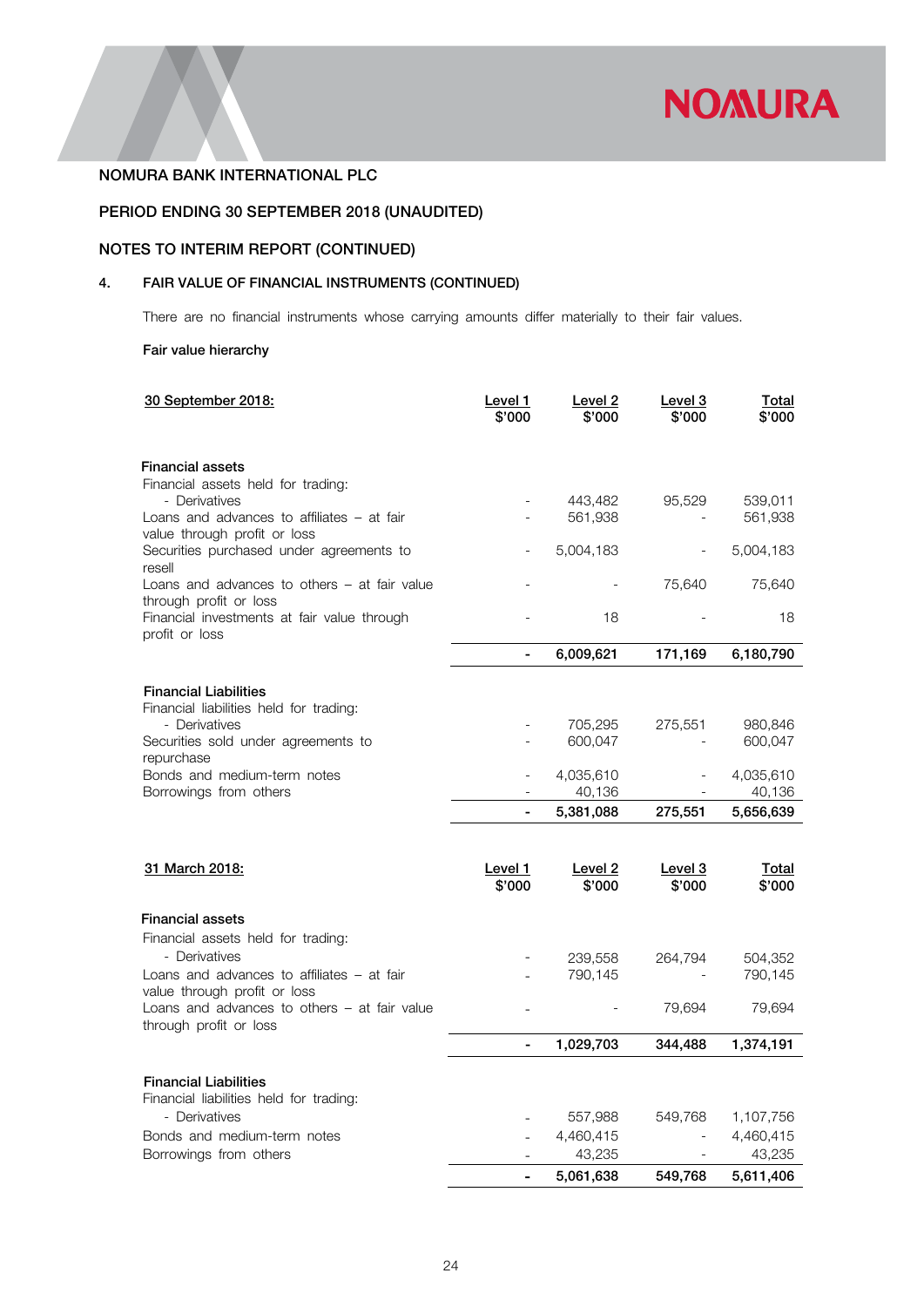NOMURA BANK INTERNATIONAL PLC

PERIOD ENDING 30 SEPTEMBER 2018 (UNAUDITED)

NOTES TO INTERIM REPORT (CONTINUED)

## 4. FAIR VALUE OF FINANCIAL INSTRUMENTS (CONTINUED)

There are no financial instruments whose carrying amounts differ materially to their fair values.

**Fair value hierarchy**

| 30 September 2018: | Level 1 $'000 | Level 2 $'000 | Level 3 $'000 | Total $'000 |
|---|---|---|---|---|
| **Financial assets** | | | | |
| Financial assets held for trading: | | | | |
| - Derivatives | - | 443,482 | 95,529 | 539,011 |
| Loans and advances to affiliates – at fair value through profit or loss | - | 561,938 | - | 561,938 |
| Securities purchased under agreements to resell | - | 5,004,183 | - | 5,004,183 |
| Loans and advances to others – at fair value through profit or loss | - | - | 75,640 | 75,640 |
| Financial investments at fair value through profit or loss | - | 18 | - | 18 |
| | **-** | **6,009,621** | **171,169** | **6,180,790** |
| **Financial Liabilities** | | | | |
| Financial liabilities held for trading: | | | | |
| - Derivatives | - | 705,295 | 275,551 | 980,846 |
| Securities sold under agreements to repurchase | - | 600,047 | - | 600,047 |
| Bonds and medium-term notes | - | 4,035,610 | - | 4,035,610 |
| Borrowings from others | - | 40,136 | - | 40,136 |
| | **-** | **5,381,088** | **275,551** | **5,656,639** |

| 31 March 2018: | Level 1 $'000 | Level 2 $'000 | Level 3 $'000 | Total $'000 |
|---|---|---|---|---|
| **Financial assets** | | | | |
| Financial assets held for trading: | | | | |
| - Derivatives | - | 239,558 | 264,794 | 504,352 |
| Loans and advances to affiliates – at fair value through profit or loss | - | 790,145 | - | 790,145 |
| Loans and advances to others – at fair value through profit or loss | - | - | 79,694 | 79,694 |
| | **-** | **1,029,703** | **344,488** | **1,374,191** |
| **Financial Liabilities** | | | | |
| Financial liabilities held for trading: | | | | |
| - Derivatives | - | 557,988 | 549,768 | 1,107,756 |
| Bonds and medium-term notes | - | 4,460,415 | - | 4,460,415 |
| Borrowings from others | - | 43,235 | - | 43,235 |
| | **-** | **5,061,638** | **549,768** | **5,611,406** |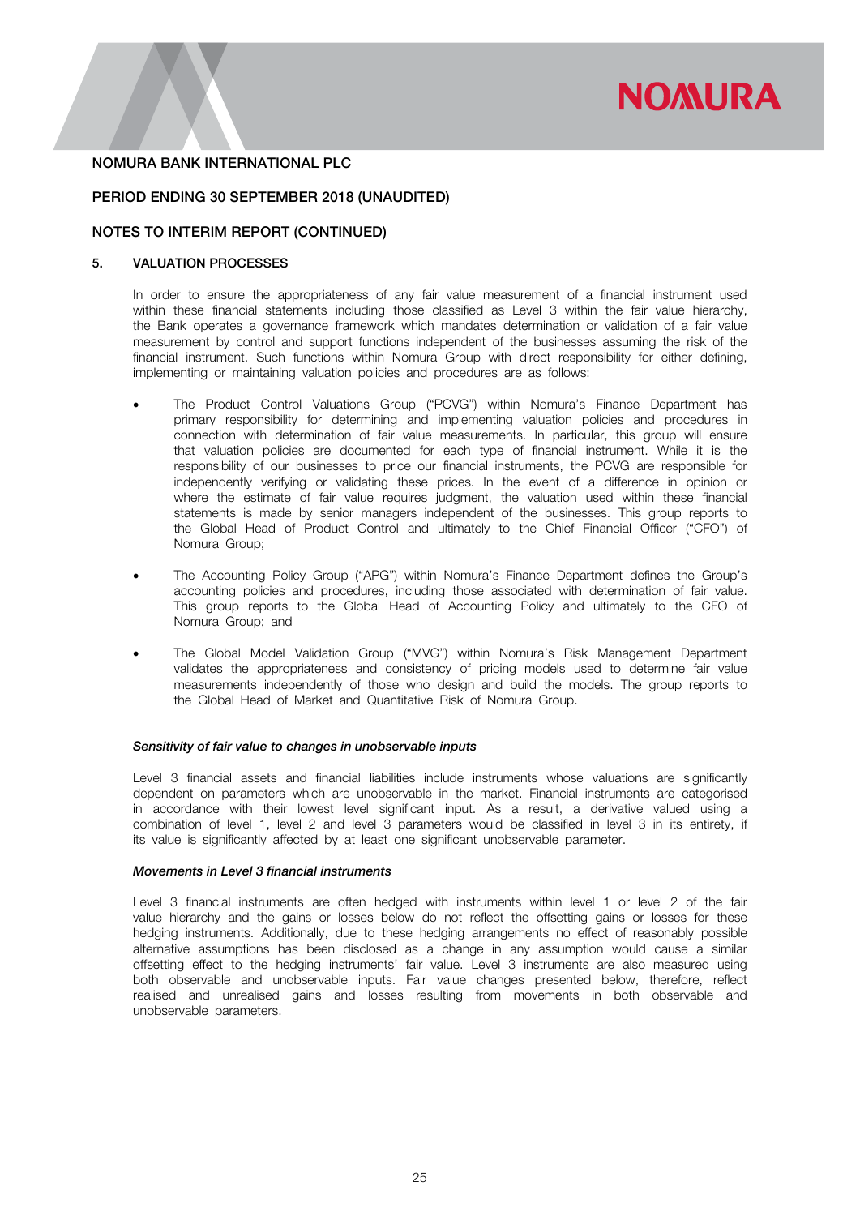## 5. VALUATION PROCESSES

In order to ensure the appropriateness of any fair value measurement of a financial instrument used within these financial statements including those classified as Level 3 within the fair value hierarchy, the Bank operates a governance framework which mandates determination or validation of a fair value measurement by control and support functions independent of the businesses assuming the risk of the financial instrument. Such functions within Nomura Group with direct responsibility for either defining, implementing or maintaining valuation policies and procedures are as follows:

- The Product Control Valuations Group ("PCVG") within Nomura's Finance Department has primary responsibility for determining and implementing valuation policies and procedures in connection with determination of fair value measurements. In particular, this group will ensure that valuation policies are documented for each type of financial instrument. While it is the responsibility of our businesses to price our financial instruments, the PCVG are responsible for independently verifying or validating these prices. In the event of a difference in opinion or where the estimate of fair value requires judgment, the valuation used within these financial statements is made by senior managers independent of the businesses. This group reports to the Global Head of Product Control and ultimately to the Chief Financial Officer ("CFO") of Nomura Group;

- The Accounting Policy Group ("APG") within Nomura's Finance Department defines the Group's accounting policies and procedures, including those associated with determination of fair value. This group reports to the Global Head of Accounting Policy and ultimately to the CFO of Nomura Group; and

- The Global Model Validation Group ("MVG") within Nomura's Risk Management Department validates the appropriateness and consistency of pricing models used to determine fair value measurements independently of those who design and build the models. The group reports to the Global Head of Market and Quantitative Risk of Nomura Group.

***Sensitivity of fair value to changes in unobservable inputs***

Level 3 financial assets and financial liabilities include instruments whose valuations are significantly dependent on parameters which are unobservable in the market. Financial instruments are categorised in accordance with their lowest level significant input. As a result, a derivative valued using a combination of level 1, level 2 and level 3 parameters would be classified in level 3 in its entirety, if its value is significantly affected by at least one significant unobservable parameter.

***Movements in Level 3 financial instruments***

Level 3 financial instruments are often hedged with instruments within level 1 or level 2 of the fair value hierarchy and the gains or losses below do not reflect the offsetting gains or losses for these hedging instruments. Additionally, due to these hedging arrangements no effect of reasonably possible alternative assumptions has been disclosed as a change in any assumption would cause a similar offsetting effect to the hedging instruments' fair value. Level 3 instruments are also measured using both observable and unobservable inputs. Fair value changes presented below, therefore, reflect realised and unrealised gains and losses resulting from movements in both observable and unobservable parameters.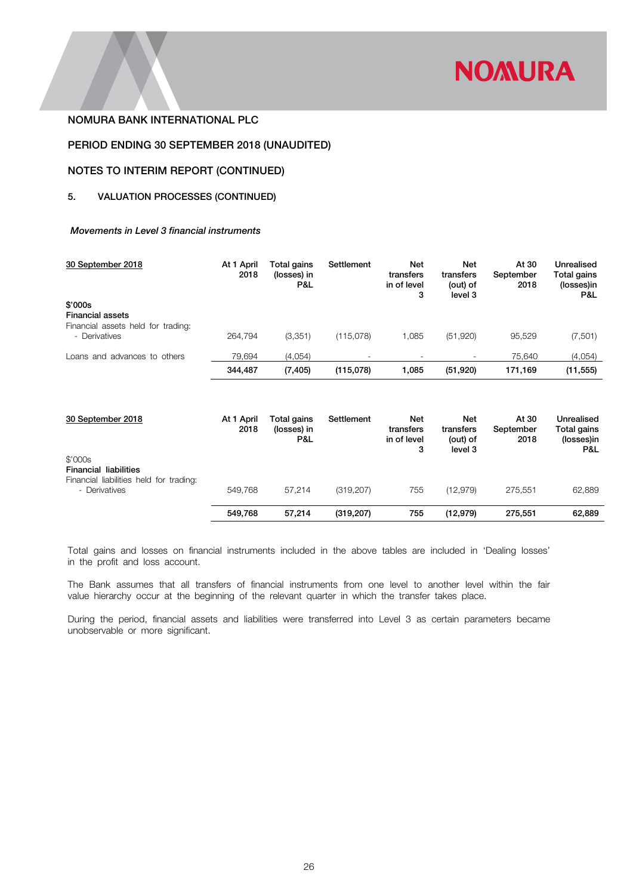NOMURA BANK INTERNATIONAL PLC

PERIOD ENDING 30 SEPTEMBER 2018 (UNAUDITED)

NOTES TO INTERIM REPORT (CONTINUED)

## 5. VALUATION PROCESSES (CONTINUED)

*Movements in Level 3 financial instruments*

| 30 September 2018 | At 1 April 2018 | Total gains (losses) in P&L | Settlement | Net transfers in of level 3 | Net transfers (out) of level 3 | At 30 September 2018 | Unrealised Total gains (losses)in P&L |
|---|---|---|---|---|---|---|---|
| **$'000s** | | | | | | | |
| **Financial assets** | | | | | | | |
| Financial assets held for trading: | | | | | | | |
| - Derivatives | 264,794 | (3,351) | (115,078) | 1,085 | (51,920) | 95,529 | (7,501) |
| Loans and advances to others | 79,694 | (4,054) | - | - | - | 75,640 | (4,054) |
| | **344,487** | **(7,405)** | **(115,078)** | **1,085** | **(51,920)** | **171,169** | **(11,555)** |

| 30 September 2018 | At 1 April 2018 | Total gains (losses) in P&L | Settlement | Net transfers in of level 3 | Net transfers (out) of level 3 | At 30 September 2018 | Unrealised Total gains (losses)in P&L |
|---|---|---|---|---|---|---|---|
| $'000s | | | | | | | |
| **Financial liabilities** | | | | | | | |
| Financial liabilities held for trading: | | | | | | | |
| - Derivatives | 549,768 | 57,214 | (319,207) | 755 | (12,979) | 275,551 | 62,889 |
| | **549,768** | **57,214** | **(319,207)** | **755** | **(12,979)** | **275,551** | **62,889** |

Total gains and losses on financial instruments included in the above tables are included in 'Dealing losses' in the profit and loss account.

The Bank assumes that all transfers of financial instruments from one level to another level within the fair value hierarchy occur at the beginning of the relevant quarter in which the transfer takes place.

During the period, financial assets and liabilities were transferred into Level 3 as certain parameters became unobservable or more significant.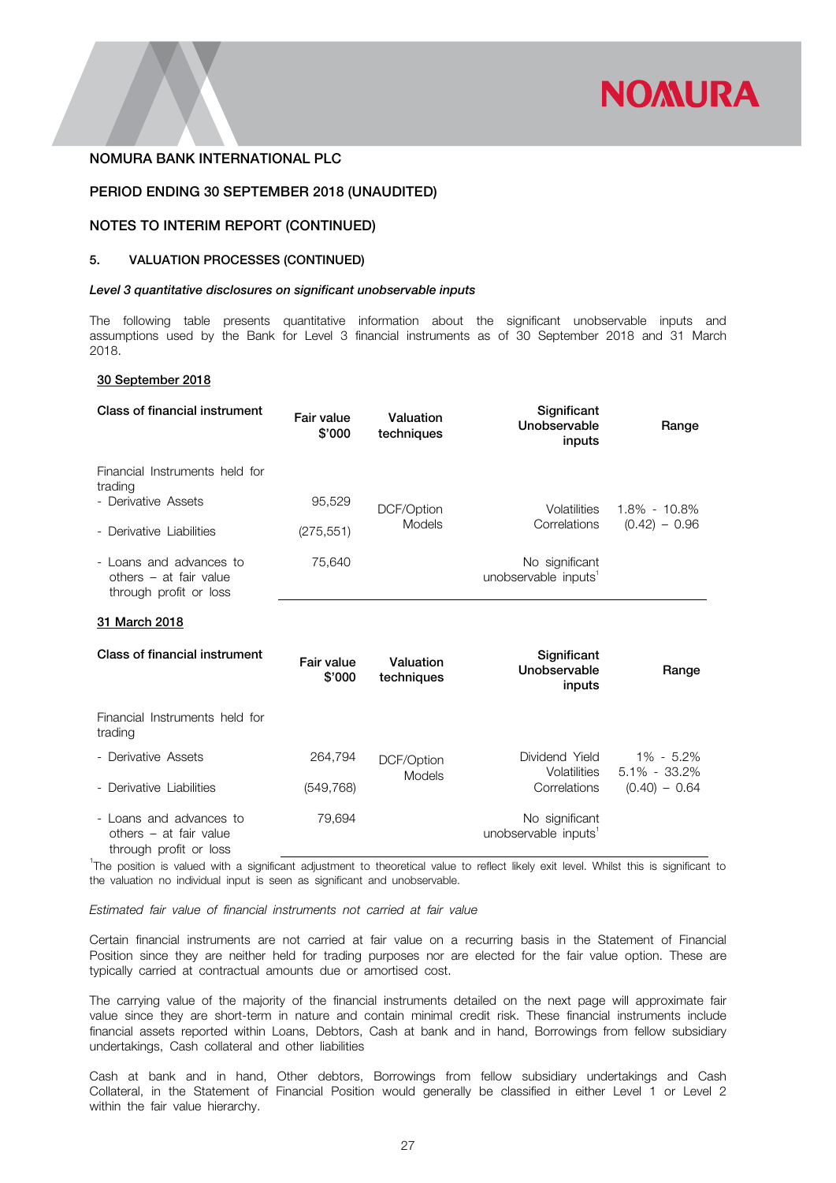NOMURA BANK INTERNATIONAL PLC

PERIOD ENDING 30 SEPTEMBER 2018 (UNAUDITED)

NOTES TO INTERIM REPORT (CONTINUED)

## 5. VALUATION PROCESSES (CONTINUED)

***Level 3 quantitative disclosures on significant unobservable inputs***

The following table presents quantitative information about the significant unobservable inputs and assumptions used by the Bank for Level 3 financial instruments as of 30 September 2018 and 31 March 2018.

**30 September 2018**

| Class of financial instrument | Fair value \$'000 | Valuation techniques | Significant Unobservable inputs | Range |
|---|---|---|---|---|
| Financial Instruments held for trading | | | | |
| - Derivative Assets | 95,529 | DCF/Option Models | Volatilities | 1.8% - 10.8% |
| - Derivative Liabilities | (275,551) | | Correlations | (0.42) – 0.96 |
| - Loans and advances to others – at fair value through profit or loss | 75,640 | | No significant unobservable inputs[1] | |

**31 March 2018**

| Class of financial instrument | Fair value \$'000 | Valuation techniques | Significant Unobservable inputs | Range |
|---|---|---|---|---|
| Financial Instruments held for trading | | | | |
| - Derivative Assets | 264,794 | DCF/Option Models | Dividend Yield | 1% - 5.2% |
| | | | Volatilities | 5.1% - 33.2% |
| - Derivative Liabilities | (549,768) | | Correlations | (0.40) – 0.64 |
| - Loans and advances to others – at fair value through profit or loss | 79,694 | | No significant unobservable inputs[1] | |

[1]The position is valued with a significant adjustment to theoretical value to reflect likely exit level. Whilst this is significant to the valuation no individual input is seen as significant and unobservable.

*Estimated fair value of financial instruments not carried at fair value*

Certain financial instruments are not carried at fair value on a recurring basis in the Statement of Financial Position since they are neither held for trading purposes nor are elected for the fair value option. These are typically carried at contractual amounts due or amortised cost.

The carrying value of the majority of the financial instruments detailed on the next page will approximate fair value since they are short-term in nature and contain minimal credit risk. These financial instruments include financial assets reported within Loans, Debtors, Cash at bank and in hand, Borrowings from fellow subsidiary undertakings, Cash collateral and other liabilities

Cash at bank and in hand, Other debtors, Borrowings from fellow subsidiary undertakings and Cash Collateral, in the Statement of Financial Position would generally be classified in either Level 1 or Level 2 within the fair value hierarchy.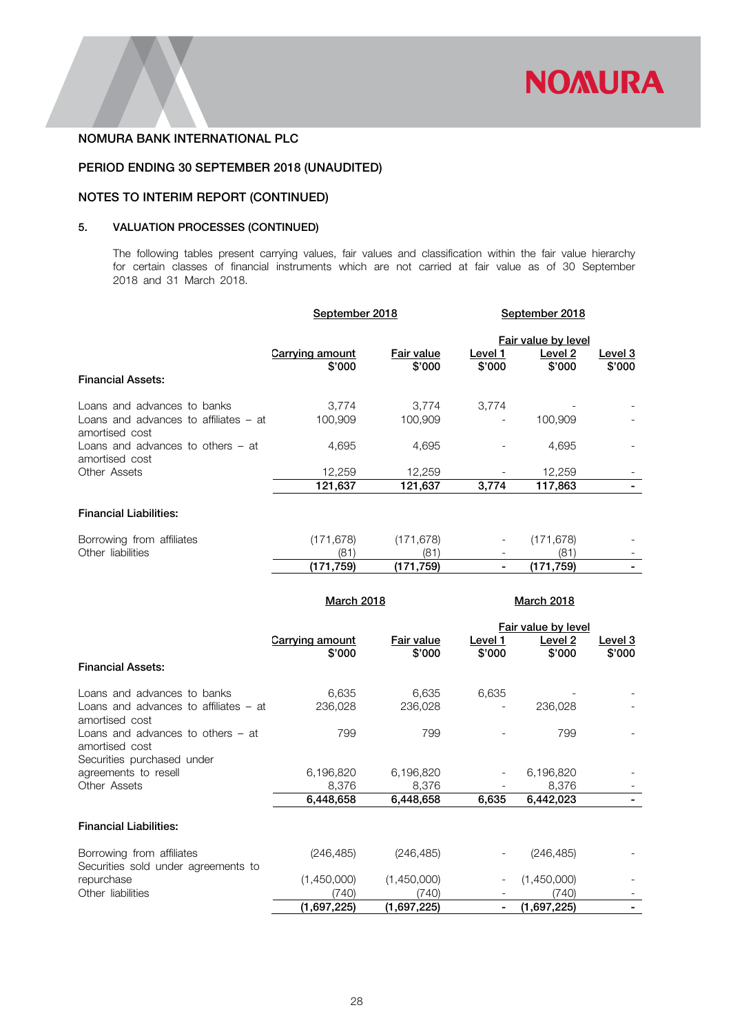NOMURA BANK INTERNATIONAL PLC

PERIOD ENDING 30 SEPTEMBER 2018 (UNAUDITED)

NOTES TO INTERIM REPORT (CONTINUED)

## 5. VALUATION PROCESSES (CONTINUED)

The following tables present carrying values, fair values and classification within the fair value hierarchy for certain classes of financial instruments which are not carried at fair value as of 30 September 2018 and 31 March 2018.

| | September 2018 | | September 2018 | | |
|---|---|---|---|---|---|
| | | | Fair value by level | | |
| | Carrying amount $'000 | Fair value $'000 | Level 1 $'000 | Level 2 $'000 | Level 3 $'000 |
| **Financial Assets:** | | | | | |
| Loans and advances to banks | 3,774 | 3,774 | 3,774 | - | - |
| Loans and advances to affiliates – at amortised cost | 100,909 | 100,909 | - | 100,909 | - |
| Loans and advances to others – at amortised cost | 4,695 | 4,695 | - | 4,695 | - |
| Other Assets | 12,259 | 12,259 | - | 12,259 | - |
| | **121,637** | **121,637** | **3,774** | **117,863** | **-** |
| **Financial Liabilities:** | | | | | |
| Borrowing from affiliates | (171,678) | (171,678) | - | (171,678) | - |
| Other liabilities | (81) | (81) | - | (81) | - |
| | **(171,759)** | **(171,759)** | **-** | **(171,759)** | **-** |

| | March 2018 | | March 2018 | | |
|---|---|---|---|---|---|
| | | | Fair value by level | | |
| | Carrying amount $'000 | Fair value $'000 | Level 1 $'000 | Level 2 $'000 | Level 3 $'000 |
| **Financial Assets:** | | | | | |
| Loans and advances to banks | 6,635 | 6,635 | 6,635 | - | - |
| Loans and advances to affiliates – at amortised cost | 236,028 | 236,028 | - | 236,028 | - |
| Loans and advances to others – at amortised cost | 799 | 799 | - | 799 | - |
| Securities purchased under agreements to resell | 6,196,820 | 6,196,820 | - | 6,196,820 | - |
| Other Assets | 8,376 | 8,376 | - | 8,376 | - |
| | **6,448,658** | **6,448,658** | **6,635** | **6,442,023** | **-** |
| **Financial Liabilities:** | | | | | |
| Borrowing from affiliates | (246,485) | (246,485) | - | (246,485) | - |
| Securities sold under agreements to repurchase | (1,450,000) | (1,450,000) | - | (1,450,000) | - |
| Other liabilities | (740) | (740) | - | (740) | - |
| | **(1,697,225)** | **(1,697,225)** | **-** | **(1,697,225)** | **-** |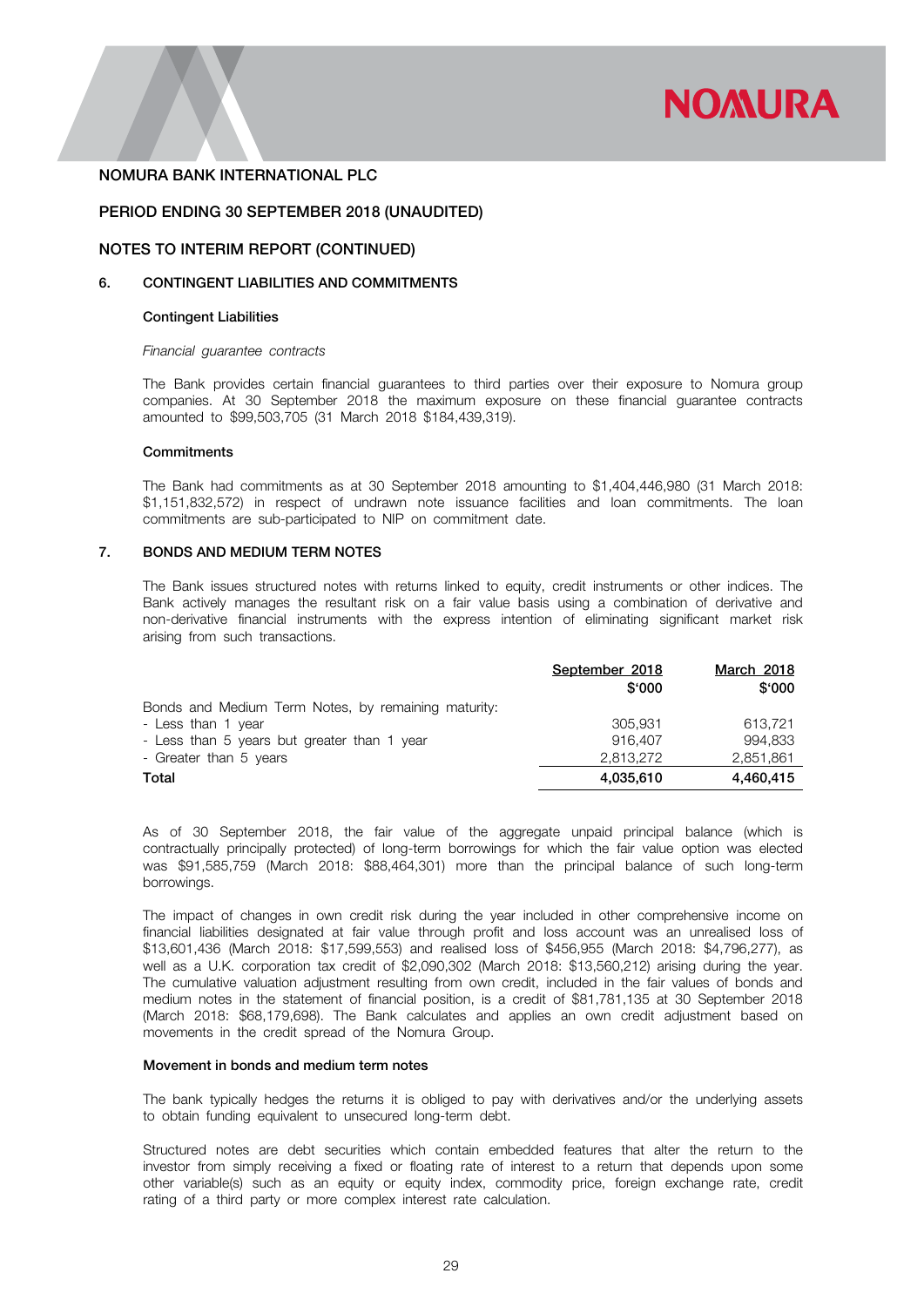NOMURA BANK INTERNATIONAL PLC

PERIOD ENDING 30 SEPTEMBER 2018 (UNAUDITED)

NOTES TO INTERIM REPORT (CONTINUED)

## 6. CONTINGENT LIABILITIES AND COMMITMENTS

### Contingent Liabilities

*Financial guarantee contracts*

The Bank provides certain financial guarantees to third parties over their exposure to Nomura group companies. At 30 September 2018 the maximum exposure on these financial guarantee contracts amounted to $99,503,705 (31 March 2018 $184,439,319).

### Commitments

The Bank had commitments as at 30 September 2018 amounting to $1,404,446,980 (31 March 2018: $1,151,832,572) in respect of undrawn note issuance facilities and loan commitments. The loan commitments are sub-participated to NIP on commitment date.

## 7. BONDS AND MEDIUM TERM NOTES

The Bank issues structured notes with returns linked to equity, credit instruments or other indices. The Bank actively manages the resultant risk on a fair value basis using a combination of derivative and non-derivative financial instruments with the express intention of eliminating significant market risk arising from such transactions.

| | September 2018<br>$'000 | March 2018<br>$'000 |
|---|---|---|
| Bonds and Medium Term Notes, by remaining maturity: | | |
| - Less than 1 year | 305,931 | 613,721 |
| - Less than 5 years but greater than 1 year | 916,407 | 994,833 |
| - Greater than 5 years | 2,813,272 | 2,851,861 |
| **Total** | **4,035,610** | **4,460,415** |

As of 30 September 2018, the fair value of the aggregate unpaid principal balance (which is contractually principally protected) of long-term borrowings for which the fair value option was elected was $91,585,759 (March 2018: $88,464,301) more than the principal balance of such long-term borrowings.

The impact of changes in own credit risk during the year included in other comprehensive income on financial liabilities designated at fair value through profit and loss account was an unrealised loss of $13,601,436 (March 2018: $17,599,553) and realised loss of $456,955 (March 2018: $4,796,277), as well as a U.K. corporation tax credit of $2,090,302 (March 2018: $13,560,212) arising during the year. The cumulative valuation adjustment resulting from own credit, included in the fair values of bonds and medium notes in the statement of financial position, is a credit of $81,781,135 at 30 September 2018 (March 2018: $68,179,698). The Bank calculates and applies an own credit adjustment based on movements in the credit spread of the Nomura Group.

### Movement in bonds and medium term notes

The bank typically hedges the returns it is obliged to pay with derivatives and/or the underlying assets to obtain funding equivalent to unsecured long-term debt.

Structured notes are debt securities which contain embedded features that alter the return to the investor from simply receiving a fixed or floating rate of interest to a return that depends upon some other variable(s) such as an equity or equity index, commodity price, foreign exchange rate, credit rating of a third party or more complex interest rate calculation.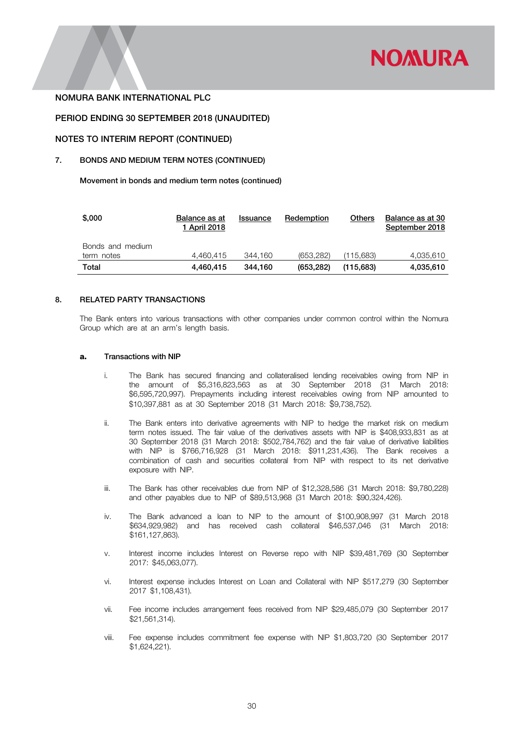NOMURA BANK INTERNATIONAL PLC

PERIOD ENDING 30 SEPTEMBER 2018 (UNAUDITED)

NOTES TO INTERIM REPORT (CONTINUED)

## 7. BONDS AND MEDIUM TERM NOTES (CONTINUED)

**Movement in bonds and medium term notes (continued)**

| $,000 | Balance as at 1 April 2018 | Issuance | Redemption | Others | Balance as at 30 September 2018 |
|---|---|---|---|---|---|
| Bonds and medium term notes | 4,460,415 | 344,160 | (653,282) | (115,683) | 4,035,610 |
| **Total** | **4,460,415** | **344,160** | **(653,282)** | **(115,683)** | **4,035,610** |

## 8. RELATED PARTY TRANSACTIONS

The Bank enters into various transactions with other companies under common control within the Nomura Group which are at an arm's length basis.

### a. Transactions with NIP

i. The Bank has secured financing and collateralised lending receivables owing from NIP in the amount of $5,316,823,563 as at 30 September 2018 (31 March 2018: $6,595,720,997). Prepayments including interest receivables owing from NIP amounted to $10,397,881 as at 30 September 2018 (31 March 2018: $9,738,752).

ii. The Bank enters into derivative agreements with NIP to hedge the market risk on medium term notes issued. The fair value of the derivatives assets with NIP is $408,933,831 as at 30 September 2018 (31 March 2018: $502,784,762) and the fair value of derivative liabilities with NIP is $766,716,928 (31 March 2018: $911,231,436). The Bank receives a combination of cash and securities collateral from NIP with respect to its net derivative exposure with NIP.

iii. The Bank has other receivables due from NIP of $12,328,586 (31 March 2018: $9,780,228) and other payables due to NIP of $89,513,968 (31 March 2018: $90,324,426).

iv. The Bank advanced a loan to NIP to the amount of $100,908,997 (31 March 2018 $634,929,982) and has received cash collateral $46,537,046 (31 March 2018: $161,127,863).

v. Interest income includes Interest on Reverse repo with NIP $39,481,769 (30 September 2017: $45,063,077).

vi. Interest expense includes Interest on Loan and Collateral with NIP $517,279 (30 September 2017 $1,108,431).

vii. Fee income includes arrangement fees received from NIP $29,485,079 (30 September 2017 $21,561,314).

viii. Fee expense includes commitment fee expense with NIP $1,803,720 (30 September 2017 $1,624,221).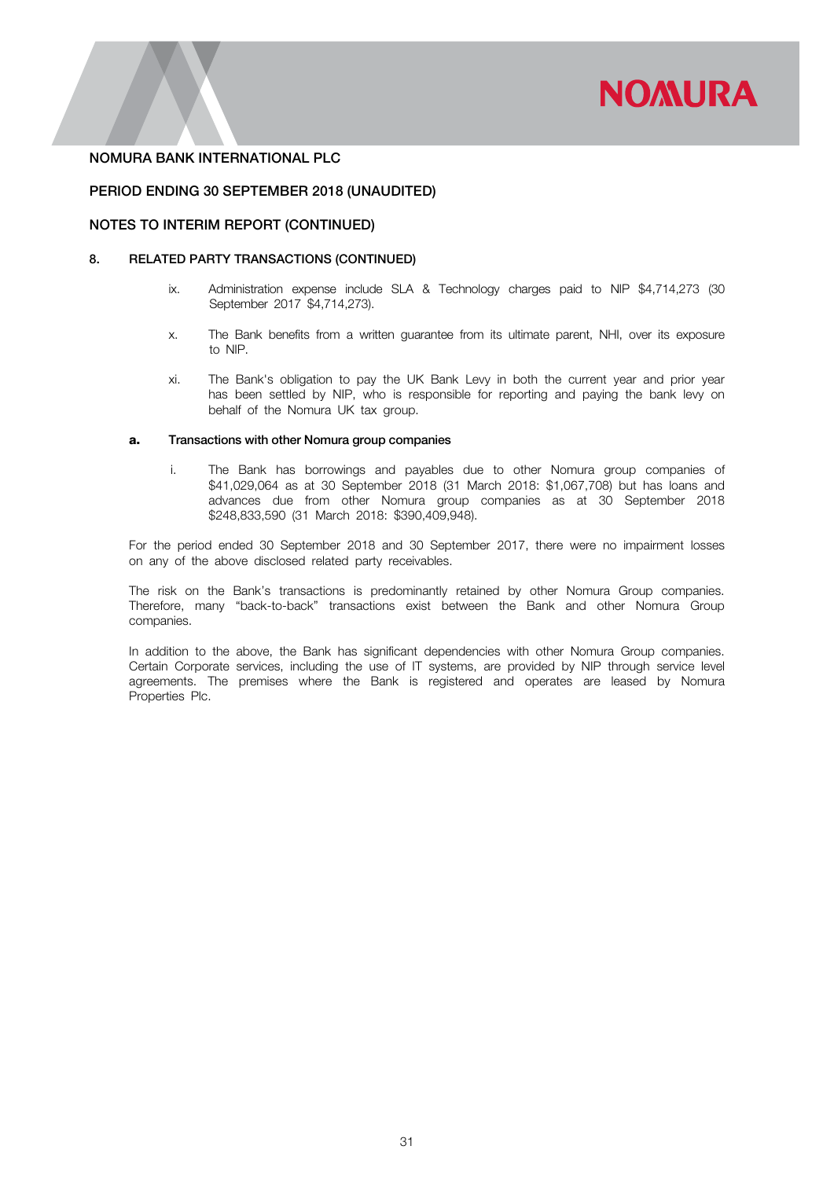NOMURA BANK INTERNATIONAL PLC

PERIOD ENDING 30 SEPTEMBER 2018 (UNAUDITED)

NOTES TO INTERIM REPORT (CONTINUED)

8. RELATED PARTY TRANSACTIONS (CONTINUED)

ix. Administration expense include SLA & Technology charges paid to NIP $4,714,273 (30 September 2017 $4,714,273).

x. The Bank benefits from a written guarantee from its ultimate parent, NHI, over its exposure to NIP.

xi. The Bank's obligation to pay the UK Bank Levy in both the current year and prior year has been settled by NIP, who is responsible for reporting and paying the bank levy on behalf of the Nomura UK tax group.

**a. Transactions with other Nomura group companies**

i. The Bank has borrowings and payables due to other Nomura group companies of $41,029,064 as at 30 September 2018 (31 March 2018: $1,067,708) but has loans and advances due from other Nomura group companies as at 30 September 2018 $248,833,590 (31 March 2018: $390,409,948).

For the period ended 30 September 2018 and 30 September 2017, there were no impairment losses on any of the above disclosed related party receivables.

The risk on the Bank's transactions is predominantly retained by other Nomura Group companies. Therefore, many "back-to-back" transactions exist between the Bank and other Nomura Group companies.

In addition to the above, the Bank has significant dependencies with other Nomura Group companies. Certain Corporate services, including the use of IT systems, are provided by NIP through service level agreements. The premises where the Bank is registered and operates are leased by Nomura Properties Plc.